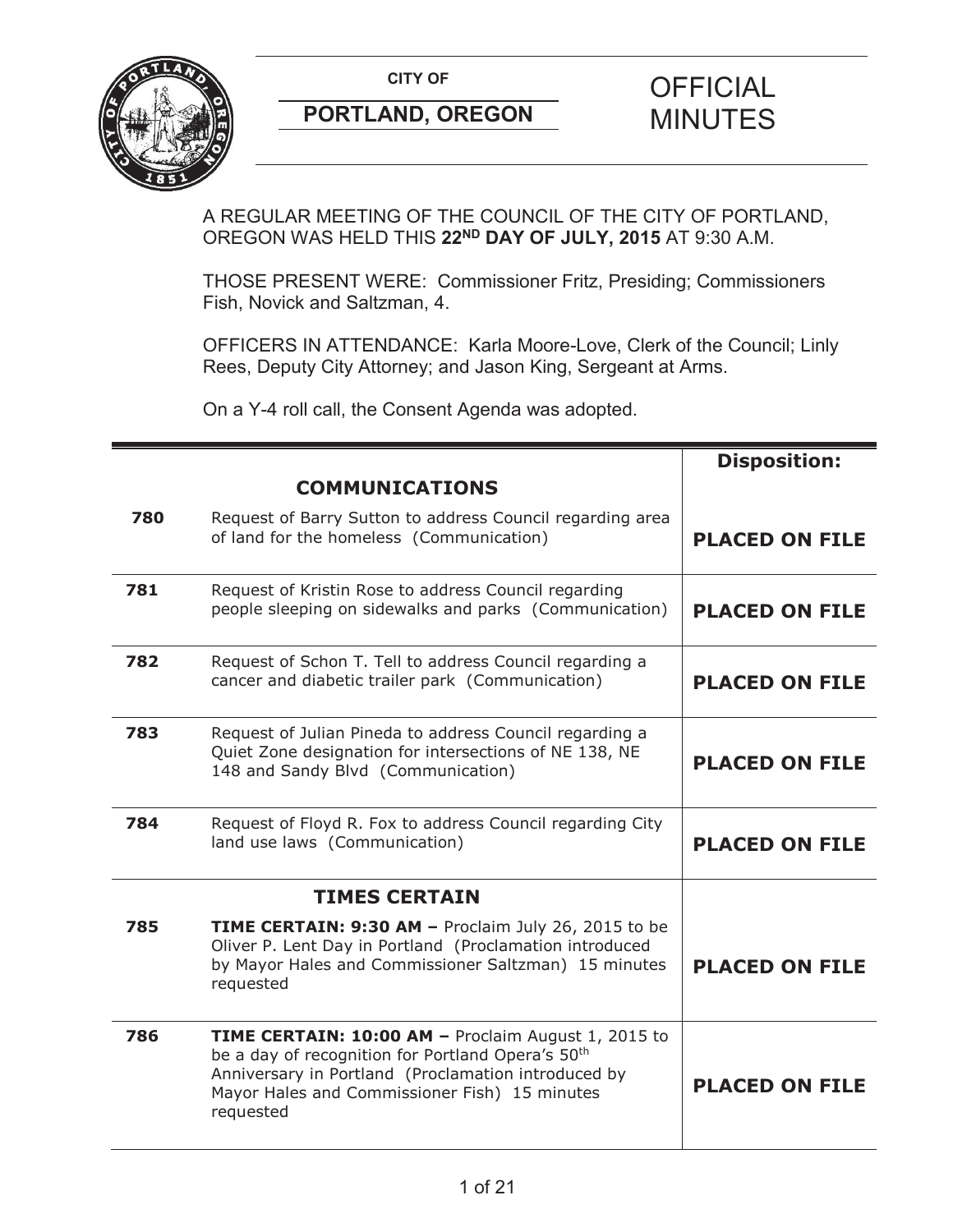**CITY OF**

**PORTLAND, OREGON**

# OFFICIAL MINUTES

A REGULAR MEETING OF THE COUNCIL OF THE CITY OF PORTLAND, OREGON WAS HELD THIS **22ND DAY OF JULY, 2015** AT 9:30 A.M.

THOSE PRESENT WERE: Commissioner Fritz, Presiding; Commissioners Fish, Novick and Saltzman, 4.

OFFICERS IN ATTENDANCE: Karla Moore-Love, Clerk of the Council; Linly Rees, Deputy City Attorney; and Jason King, Sergeant at Arms.

On a Y-4 roll call, the Consent Agenda was adopted.

| | | **Disposition:** |
|---|---|---|
| | **COMMUNICATIONS** | |
| **780** | Request of Barry Sutton to address Council regarding area of land for the homeless (Communication) | **PLACED ON FILE** |
| **781** | Request of Kristin Rose to address Council regarding people sleeping on sidewalks and parks (Communication) | **PLACED ON FILE** |
| **782** | Request of Schon T. Tell to address Council regarding a cancer and diabetic trailer park (Communication) | **PLACED ON FILE** |
| **783** | Request of Julian Pineda to address Council regarding a Quiet Zone designation for intersections of NE 138, NE 148 and Sandy Blvd (Communication) | **PLACED ON FILE** |
| **784** | Request of Floyd R. Fox to address Council regarding City land use laws (Communication) | **PLACED ON FILE** |
| | **TIMES CERTAIN** | |
| **785** | **TIME CERTAIN: 9:30 AM –** Proclaim July 26, 2015 to be Oliver P. Lent Day in Portland (Proclamation introduced by Mayor Hales and Commissioner Saltzman) 15 minutes requested | **PLACED ON FILE** |
| **786** | **TIME CERTAIN: 10:00 AM –** Proclaim August 1, 2015 to be a day of recognition for Portland Opera's 50th Anniversary in Portland (Proclamation introduced by Mayor Hales and Commissioner Fish) 15 minutes requested | **PLACED ON FILE** |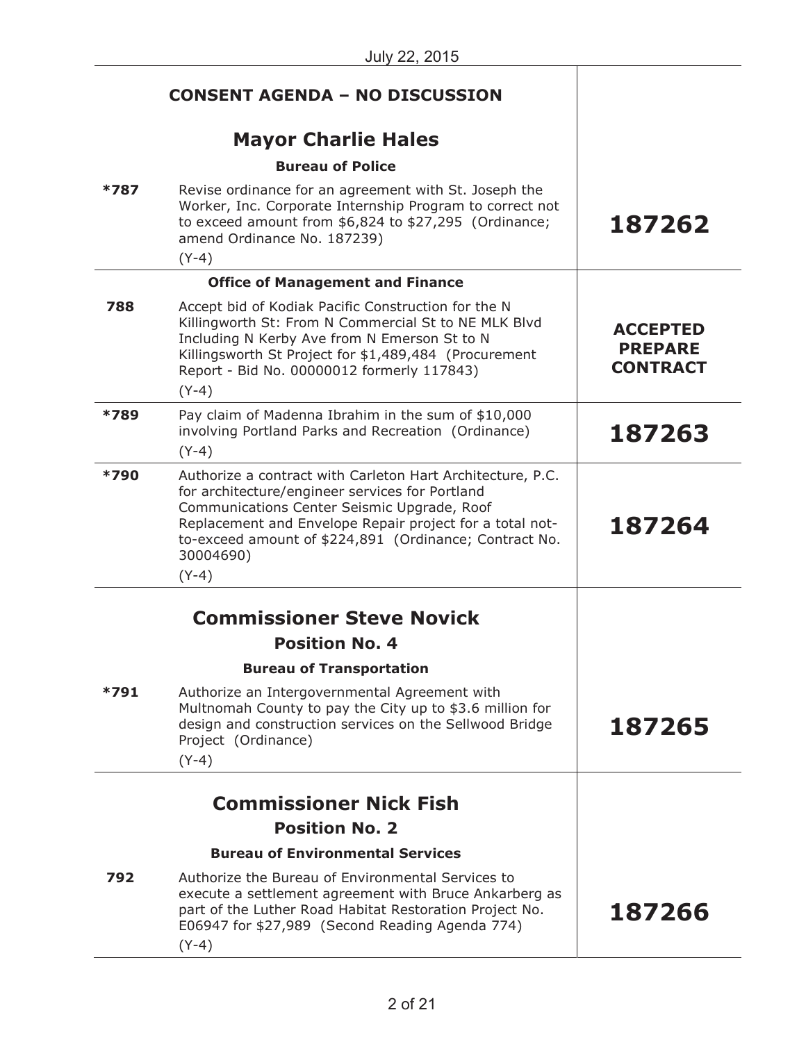July 22, 2015

## CONSENT AGENDA – NO DISCUSSION

## Mayor Charlie Hales

**Bureau of Police**

| | | |
|---|---|---|
| *787 | Revise ordinance for an agreement with St. Joseph the Worker, Inc. Corporate Internship Program to correct not to exceed amount from $6,824 to $27,295 (Ordinance; amend Ordinance No. 187239)<br>(Y-4) | **187262** |

**Office of Management and Finance**

| | | |
|---|---|---|
| 788 | Accept bid of Kodiak Pacific Construction for the N Killingworth St: From N Commercial St to NE MLK Blvd Including N Kerby Ave from N Emerson St to N Killingsworth St Project for $1,489,484 (Procurement Report - Bid No. 00000012 formerly 117843)<br>(Y-4) | **ACCEPTED PREPARE CONTRACT** |
| *789 | Pay claim of Madenna Ibrahim in the sum of $10,000 involving Portland Parks and Recreation (Ordinance)<br>(Y-4) | **187263** |
| *790 | Authorize a contract with Carleton Hart Architecture, P.C. for architecture/engineer services for Portland Communications Center Seismic Upgrade, Roof Replacement and Envelope Repair project for a total not-to-exceed amount of $224,891 (Ordinance; Contract No. 30004690)<br>(Y-4) | **187264** |

## Commissioner Steve Novick

### Position No. 4

**Bureau of Transportation**

| | | |
|---|---|---|
| *791 | Authorize an Intergovernmental Agreement with Multnomah County to pay the City up to $3.6 million for design and construction services on the Sellwood Bridge Project (Ordinance)<br>(Y-4) | **187265** |

## Commissioner Nick Fish

### Position No. 2

**Bureau of Environmental Services**

| | | |
|---|---|---|
| 792 | Authorize the Bureau of Environmental Services to execute a settlement agreement with Bruce Ankarberg as part of the Luther Road Habitat Restoration Project No. E06947 for $27,989 (Second Reading Agenda 774)<br>(Y-4) | **187266** |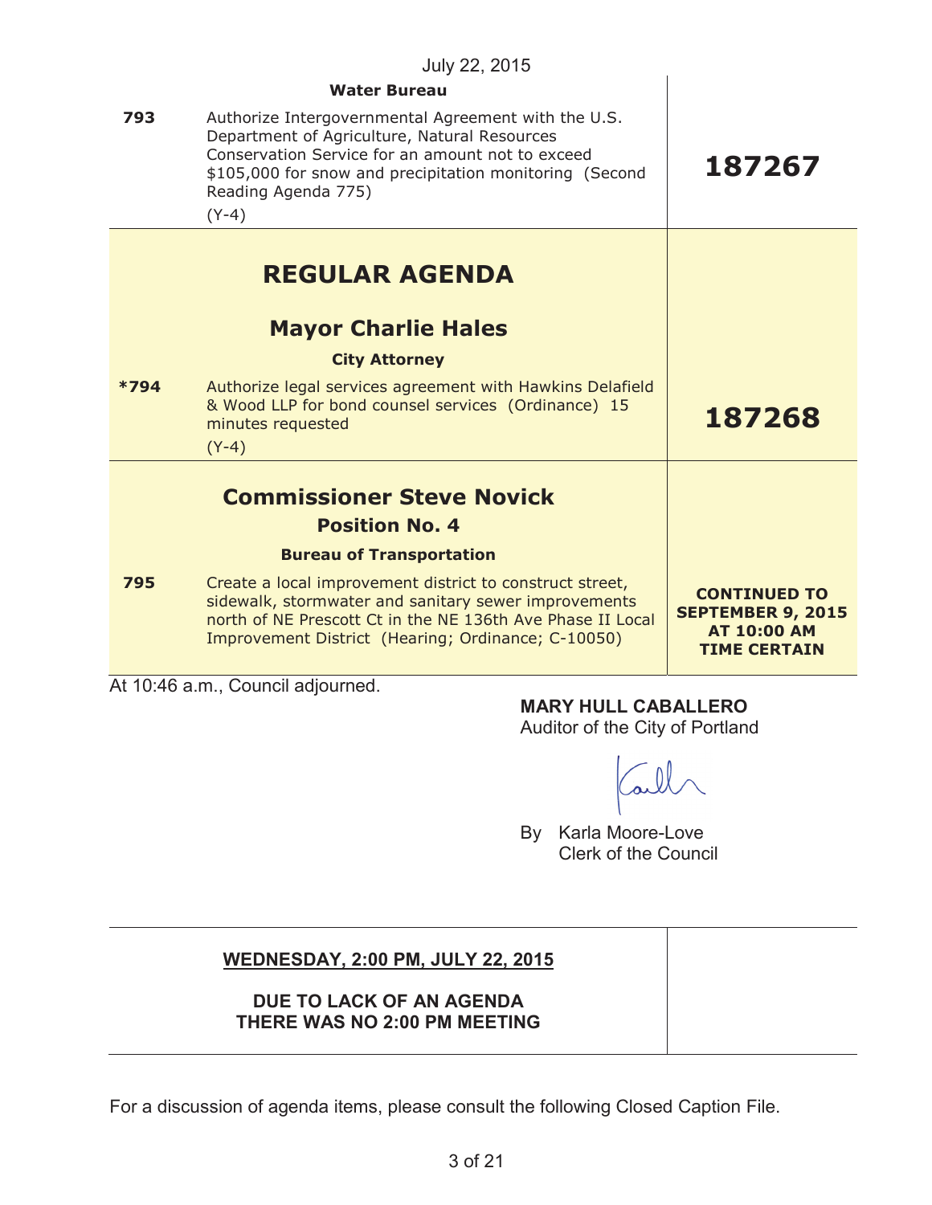July 22, 2015

| | | |
|---|---|---|
| | **Water Bureau** | |
| **793** | Authorize Intergovernmental Agreement with the U.S. Department of Agriculture, Natural Resources Conservation Service for an amount not to exceed $105,000 for snow and precipitation monitoring (Second Reading Agenda 775)<br>(Y-4) | **187267** |
| | **REGULAR AGENDA** | |
| | **Mayor Charlie Hales** | |
| | **City Attorney** | |
| ***794** | Authorize legal services agreement with Hawkins Delafield & Wood LLP for bond counsel services (Ordinance) 15 minutes requested<br>(Y-4) | **187268** |
| | **Commissioner Steve Novick**<br>**Position No. 4** | |
| | **Bureau of Transportation** | |
| **795** | Create a local improvement district to construct street, sidewalk, stormwater and sanitary sewer improvements north of NE Prescott Ct in the NE 136th Ave Phase II Local Improvement District (Hearing; Ordinance; C-10050) | **CONTINUED TO SEPTEMBER 9, 2015 AT 10:00 AM TIME CERTAIN** |

At 10:46 a.m., Council adjourned.

**MARY HULL CABALLERO**
Auditor of the City of Portland

By Karla Moore-Love
Clerk of the Council

| | |
|---|---|
| **WEDNESDAY, 2:00 PM, JULY 22, 2015**<br><br>**DUE TO LACK OF AN AGENDA THERE WAS NO 2:00 PM MEETING** | |

For a discussion of agenda items, please consult the following Closed Caption File.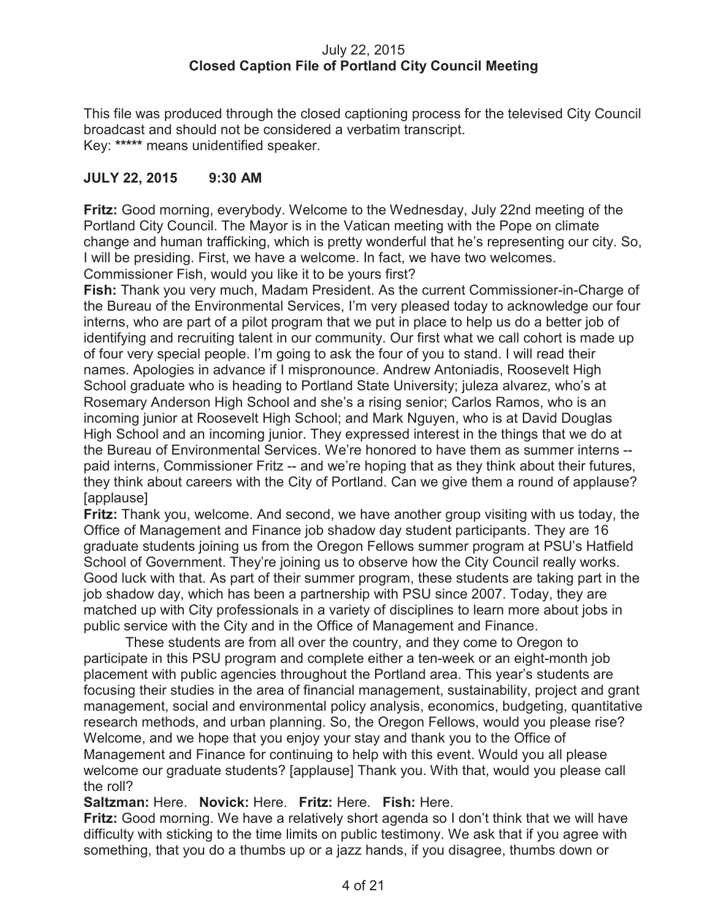July 22, 2015
**Closed Caption File of Portland City Council Meeting**

This file was produced through the closed captioning process for the televised City Council broadcast and should not be considered a verbatim transcript.
Key: ***** means unidentified speaker.

**JULY 22, 2015 9:30 AM**

**Fritz:** Good morning, everybody. Welcome to the Wednesday, July 22nd meeting of the Portland City Council. The Mayor is in the Vatican meeting with the Pope on climate change and human trafficking, which is pretty wonderful that he's representing our city. So, I will be presiding. First, we have a welcome. In fact, we have two welcomes. Commissioner Fish, would you like it to be yours first?

**Fish:** Thank you very much, Madam President. As the current Commissioner-in-Charge of the Bureau of the Environmental Services, I'm very pleased today to acknowledge our four interns, who are part of a pilot program that we put in place to help us do a better job of identifying and recruiting talent in our community. Our first what we call cohort is made up of four very special people. I'm going to ask the four of you to stand. I will read their names. Apologies in advance if I mispronounce. Andrew Antoniadis, Roosevelt High School graduate who is heading to Portland State University; juleza alvarez, who's at Rosemary Anderson High School and she's a rising senior; Carlos Ramos, who is an incoming junior at Roosevelt High School; and Mark Nguyen, who is at David Douglas High School and an incoming junior. They expressed interest in the things that we do at the Bureau of Environmental Services. We're honored to have them as summer interns -- paid interns, Commissioner Fritz -- and we're hoping that as they think about their futures, they think about careers with the City of Portland. Can we give them a round of applause? [applause]

**Fritz:** Thank you, welcome. And second, we have another group visiting with us today, the Office of Management and Finance job shadow day student participants. They are 16 graduate students joining us from the Oregon Fellows summer program at PSU's Hatfield School of Government. They're joining us to observe how the City Council really works. Good luck with that. As part of their summer program, these students are taking part in the job shadow day, which has been a partnership with PSU since 2007. Today, they are matched up with City professionals in a variety of disciplines to learn more about jobs in public service with the City and in the Office of Management and Finance.

These students are from all over the country, and they come to Oregon to participate in this PSU program and complete either a ten-week or an eight-month job placement with public agencies throughout the Portland area. This year's students are focusing their studies in the area of financial management, sustainability, project and grant management, social and environmental policy analysis, economics, budgeting, quantitative research methods, and urban planning. So, the Oregon Fellows, would you please rise? Welcome, and we hope that you enjoy your stay and thank you to the Office of Management and Finance for continuing to help with this event. Would you all please welcome our graduate students? [applause] Thank you. With that, would you please call the roll?

**Saltzman:** Here. **Novick:** Here. **Fritz:** Here. **Fish:** Here.

**Fritz:** Good morning. We have a relatively short agenda so I don't think that we will have difficulty with sticking to the time limits on public testimony. We ask that if you agree with something, that you do a thumbs up or a jazz hands, if you disagree, thumbs down or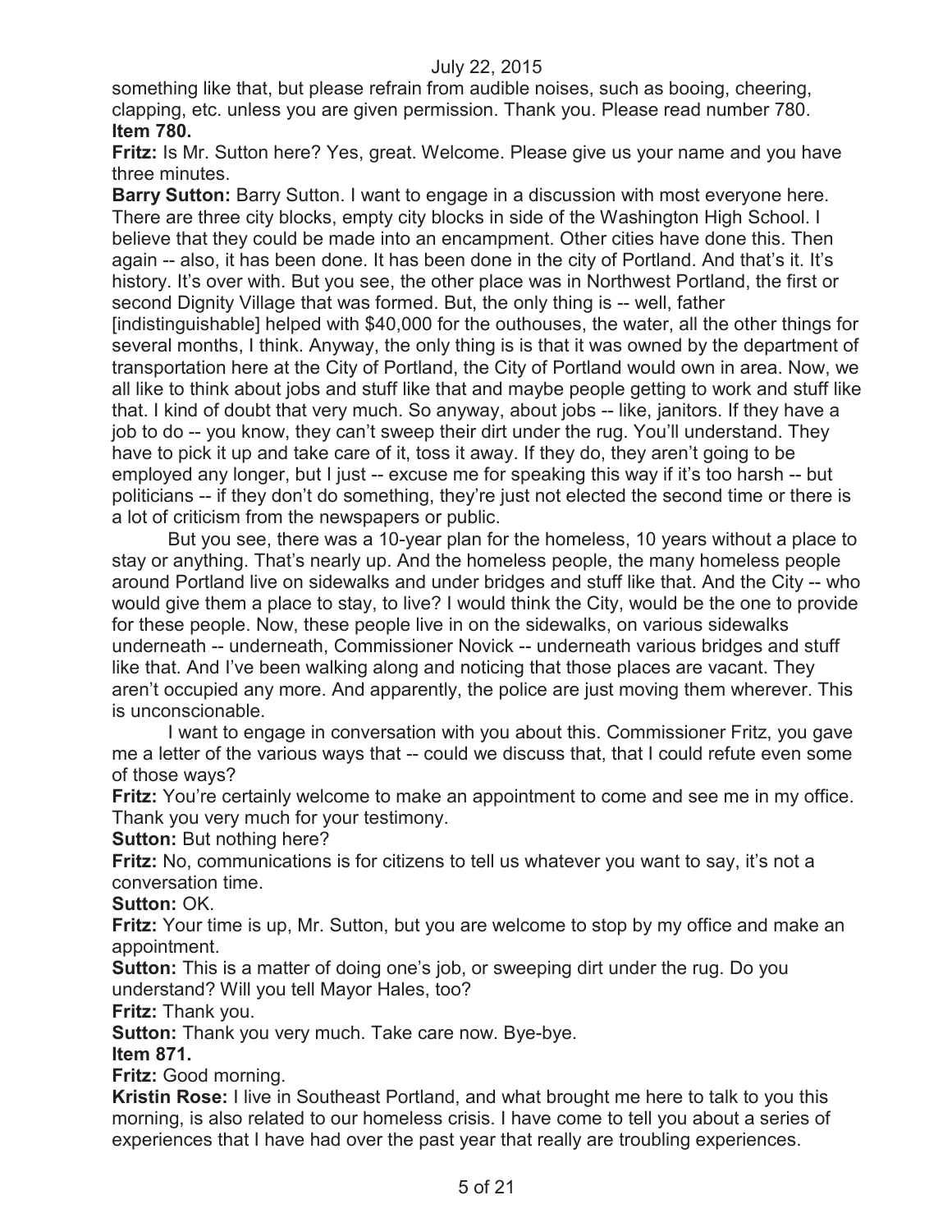something like that, but please refrain from audible noises, such as booing, cheering, clapping, etc. unless you are given permission. Thank you. Please read number 780.

**Item 780.**

**Fritz:** Is Mr. Sutton here? Yes, great. Welcome. Please give us your name and you have three minutes.

**Barry Sutton:** Barry Sutton. I want to engage in a discussion with most everyone here. There are three city blocks, empty city blocks in side of the Washington High School. I believe that they could be made into an encampment. Other cities have done this. Then again -- also, it has been done. It has been done in the city of Portland. And that's it. It's history. It's over with. But you see, the other place was in Northwest Portland, the first or second Dignity Village that was formed. But, the only thing is -- well, father [indistinguishable] helped with $40,000 for the outhouses, the water, all the other things for several months, I think. Anyway, the only thing is is that it was owned by the department of transportation here at the City of Portland, the City of Portland would own in area. Now, we all like to think about jobs and stuff like that and maybe people getting to work and stuff like that. I kind of doubt that very much. So anyway, about jobs -- like, janitors. If they have a job to do -- you know, they can't sweep their dirt under the rug. You'll understand. They have to pick it up and take care of it, toss it away. If they do, they aren't going to be employed any longer, but I just -- excuse me for speaking this way if it's too harsh -- but politicians -- if they don't do something, they're just not elected the second time or there is a lot of criticism from the newspapers or public.

But you see, there was a 10-year plan for the homeless, 10 years without a place to stay or anything. That's nearly up. And the homeless people, the many homeless people around Portland live on sidewalks and under bridges and stuff like that. And the City -- who would give them a place to stay, to live? I would think the City, would be the one to provide for these people. Now, these people live in on the sidewalks, on various sidewalks underneath -- underneath, Commissioner Novick -- underneath various bridges and stuff like that. And I've been walking along and noticing that those places are vacant. They aren't occupied any more. And apparently, the police are just moving them wherever. This is unconscionable.

I want to engage in conversation with you about this. Commissioner Fritz, you gave me a letter of the various ways that -- could we discuss that, that I could refute even some of those ways?

**Fritz:** You're certainly welcome to make an appointment to come and see me in my office. Thank you very much for your testimony.

**Sutton:** But nothing here?

**Fritz:** No, communications is for citizens to tell us whatever you want to say, it's not a conversation time.

**Sutton:** OK.

**Fritz:** Your time is up, Mr. Sutton, but you are welcome to stop by my office and make an appointment.

**Sutton:** This is a matter of doing one's job, or sweeping dirt under the rug. Do you understand? Will you tell Mayor Hales, too?

**Fritz:** Thank you.

**Sutton:** Thank you very much. Take care now. Bye-bye.

**Item 871.**

**Fritz:** Good morning.

**Kristin Rose:** I live in Southeast Portland, and what brought me here to talk to you this morning, is also related to our homeless crisis. I have come to tell you about a series of experiences that I have had over the past year that really are troubling experiences.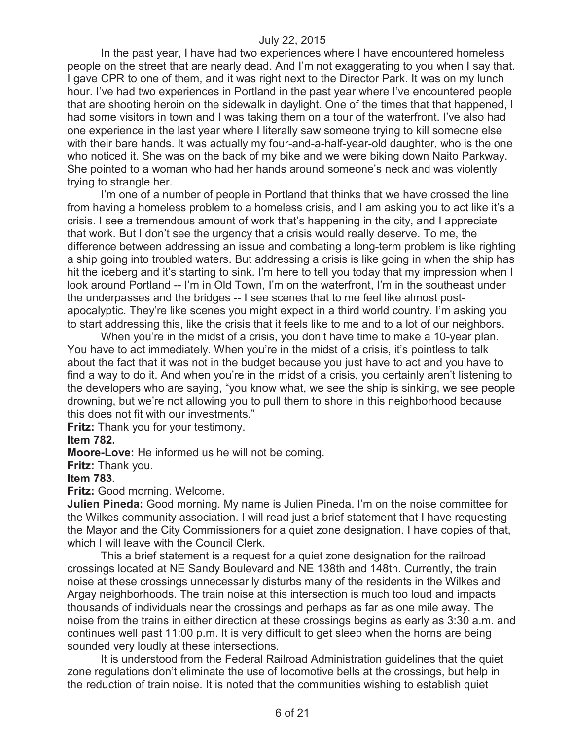In the past year, I have had two experiences where I have encountered homeless people on the street that are nearly dead. And I'm not exaggerating to you when I say that. I gave CPR to one of them, and it was right next to the Director Park. It was on my lunch hour. I've had two experiences in Portland in the past year where I've encountered people that are shooting heroin on the sidewalk in daylight. One of the times that that happened, I had some visitors in town and I was taking them on a tour of the waterfront. I've also had one experience in the last year where I literally saw someone trying to kill someone else with their bare hands. It was actually my four-and-a-half-year-old daughter, who is the one who noticed it. She was on the back of my bike and we were biking down Naito Parkway. She pointed to a woman who had her hands around someone's neck and was violently trying to strangle her.

I'm one of a number of people in Portland that thinks that we have crossed the line from having a homeless problem to a homeless crisis, and I am asking you to act like it's a crisis. I see a tremendous amount of work that's happening in the city, and I appreciate that work. But I don't see the urgency that a crisis would really deserve. To me, the difference between addressing an issue and combating a long-term problem is like righting a ship going into troubled waters. But addressing a crisis is like going in when the ship has hit the iceberg and it's starting to sink. I'm here to tell you today that my impression when I look around Portland -- I'm in Old Town, I'm on the waterfront, I'm in the southeast under the underpasses and the bridges -- I see scenes that to me feel like almost post-apocalyptic. They're like scenes you might expect in a third world country. I'm asking you to start addressing this, like the crisis that it feels like to me and to a lot of our neighbors.

When you're in the midst of a crisis, you don't have time to make a 10-year plan. You have to act immediately. When you're in the midst of a crisis, it's pointless to talk about the fact that it was not in the budget because you just have to act and you have to find a way to do it. And when you're in the midst of a crisis, you certainly aren't listening to the developers who are saying, "you know what, we see the ship is sinking, we see people drowning, but we're not allowing you to pull them to shore in this neighborhood because this does not fit with our investments."

**Fritz:** Thank you for your testimony.

**Item 782.**

**Moore-Love:** He informed us he will not be coming.

**Fritz:** Thank you.

**Item 783.**

**Fritz:** Good morning. Welcome.

**Julien Pineda:** Good morning. My name is Julien Pineda. I'm on the noise committee for the Wilkes community association. I will read just a brief statement that I have requesting the Mayor and the City Commissioners for a quiet zone designation. I have copies of that, which I will leave with the Council Clerk.

This a brief statement is a request for a quiet zone designation for the railroad crossings located at NE Sandy Boulevard and NE 138th and 148th. Currently, the train noise at these crossings unnecessarily disturbs many of the residents in the Wilkes and Argay neighborhoods. The train noise at this intersection is much too loud and impacts thousands of individuals near the crossings and perhaps as far as one mile away. The noise from the trains in either direction at these crossings begins as early as 3:30 a.m. and continues well past 11:00 p.m. It is very difficult to get sleep when the horns are being sounded very loudly at these intersections.

It is understood from the Federal Railroad Administration guidelines that the quiet zone regulations don't eliminate the use of locomotive bells at the crossings, but help in the reduction of train noise. It is noted that the communities wishing to establish quiet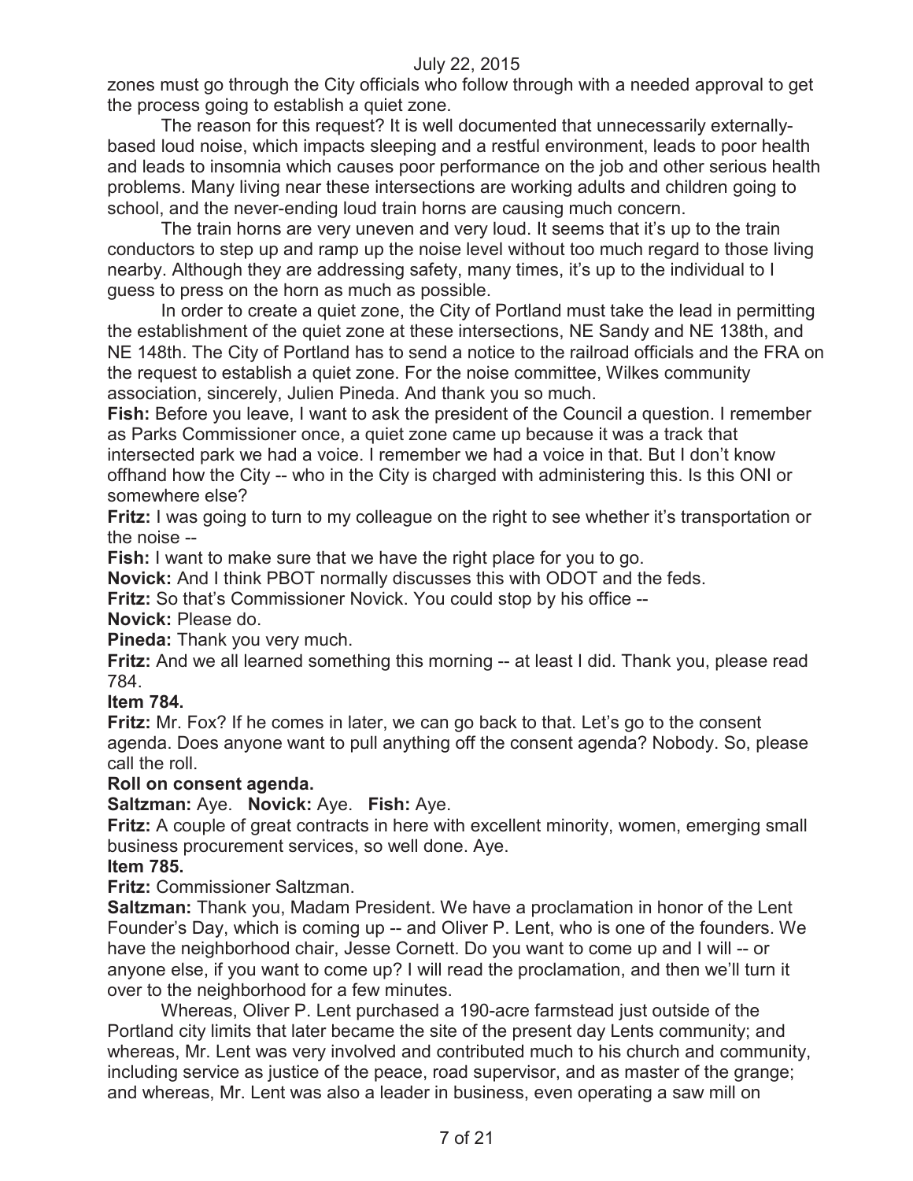zones must go through the City officials who follow through with a needed approval to get the process going to establish a quiet zone.

The reason for this request? It is well documented that unnecessarily externally-based loud noise, which impacts sleeping and a restful environment, leads to poor health and leads to insomnia which causes poor performance on the job and other serious health problems. Many living near these intersections are working adults and children going to school, and the never-ending loud train horns are causing much concern.

The train horns are very uneven and very loud. It seems that it's up to the train conductors to step up and ramp up the noise level without too much regard to those living nearby. Although they are addressing safety, many times, it's up to the individual to I guess to press on the horn as much as possible.

In order to create a quiet zone, the City of Portland must take the lead in permitting the establishment of the quiet zone at these intersections, NE Sandy and NE 138th, and NE 148th. The City of Portland has to send a notice to the railroad officials and the FRA on the request to establish a quiet zone. For the noise committee, Wilkes community association, sincerely, Julien Pineda. And thank you so much.

**Fish:** Before you leave, I want to ask the president of the Council a question. I remember as Parks Commissioner once, a quiet zone came up because it was a track that intersected park we had a voice. I remember we had a voice in that. But I don't know offhand how the City -- who in the City is charged with administering this. Is this ONI or somewhere else?

**Fritz:** I was going to turn to my colleague on the right to see whether it's transportation or the noise --

**Fish:** I want to make sure that we have the right place for you to go.

**Novick:** And I think PBOT normally discusses this with ODOT and the feds.

**Fritz:** So that's Commissioner Novick. You could stop by his office --

**Novick:** Please do.

**Pineda:** Thank you very much.

**Fritz:** And we all learned something this morning -- at least I did. Thank you, please read 784.

**Item 784.**

**Fritz:** Mr. Fox? If he comes in later, we can go back to that. Let's go to the consent agenda. Does anyone want to pull anything off the consent agenda? Nobody. So, please call the roll.

**Roll on consent agenda.**

**Saltzman:** Aye. **Novick:** Aye. **Fish:** Aye.

**Fritz:** A couple of great contracts in here with excellent minority, women, emerging small business procurement services, so well done. Aye.

**Item 785.**

**Fritz:** Commissioner Saltzman.

**Saltzman:** Thank you, Madam President. We have a proclamation in honor of the Lent Founder's Day, which is coming up -- and Oliver P. Lent, who is one of the founders. We have the neighborhood chair, Jesse Cornett. Do you want to come up and I will -- or anyone else, if you want to come up? I will read the proclamation, and then we'll turn it over to the neighborhood for a few minutes.

Whereas, Oliver P. Lent purchased a 190-acre farmstead just outside of the Portland city limits that later became the site of the present day Lents community; and whereas, Mr. Lent was very involved and contributed much to his church and community, including service as justice of the peace, road supervisor, and as master of the grange; and whereas, Mr. Lent was also a leader in business, even operating a saw mill on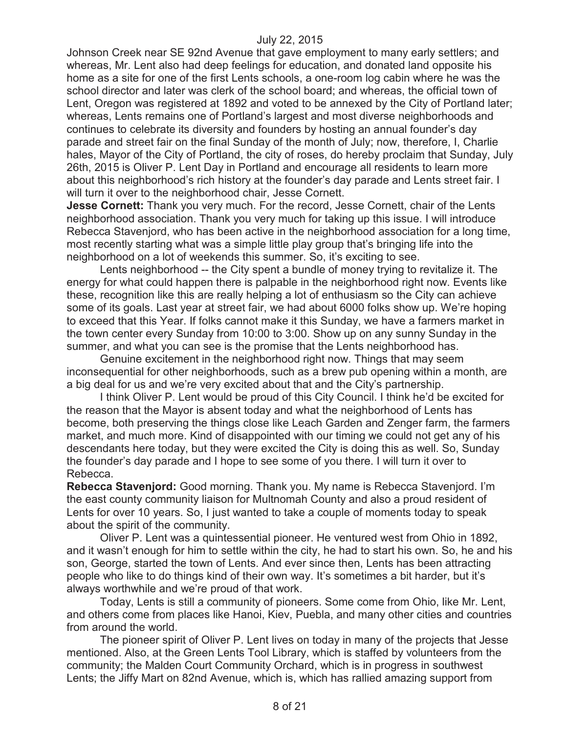Johnson Creek near SE 92nd Avenue that gave employment to many early settlers; and whereas, Mr. Lent also had deep feelings for education, and donated land opposite his home as a site for one of the first Lents schools, a one-room log cabin where he was the school director and later was clerk of the school board; and whereas, the official town of Lent, Oregon was registered at 1892 and voted to be annexed by the City of Portland later; whereas, Lents remains one of Portland's largest and most diverse neighborhoods and continues to celebrate its diversity and founders by hosting an annual founder's day parade and street fair on the final Sunday of the month of July; now, therefore, I, Charlie hales, Mayor of the City of Portland, the city of roses, do hereby proclaim that Sunday, July 26th, 2015 is Oliver P. Lent Day in Portland and encourage all residents to learn more about this neighborhood's rich history at the founder's day parade and Lents street fair. I will turn it over to the neighborhood chair, Jesse Cornett.

**Jesse Cornett:** Thank you very much. For the record, Jesse Cornett, chair of the Lents neighborhood association. Thank you very much for taking up this issue. I will introduce Rebecca Stavenjord, who has been active in the neighborhood association for a long time, most recently starting what was a simple little play group that's bringing life into the neighborhood on a lot of weekends this summer. So, it's exciting to see.

Lents neighborhood -- the City spent a bundle of money trying to revitalize it. The energy for what could happen there is palpable in the neighborhood right now. Events like these, recognition like this are really helping a lot of enthusiasm so the City can achieve some of its goals. Last year at street fair, we had about 6000 folks show up. We're hoping to exceed that this Year. If folks cannot make it this Sunday, we have a farmers market in the town center every Sunday from 10:00 to 3:00. Show up on any sunny Sunday in the summer, and what you can see is the promise that the Lents neighborhood has.

Genuine excitement in the neighborhood right now. Things that may seem inconsequential for other neighborhoods, such as a brew pub opening within a month, are a big deal for us and we're very excited about that and the City's partnership.

I think Oliver P. Lent would be proud of this City Council. I think he'd be excited for the reason that the Mayor is absent today and what the neighborhood of Lents has become, both preserving the things close like Leach Garden and Zenger farm, the farmers market, and much more. Kind of disappointed with our timing we could not get any of his descendants here today, but they were excited the City is doing this as well. So, Sunday the founder's day parade and I hope to see some of you there. I will turn it over to Rebecca.

**Rebecca Stavenjord:** Good morning. Thank you. My name is Rebecca Stavenjord. I'm the east county community liaison for Multnomah County and also a proud resident of Lents for over 10 years. So, I just wanted to take a couple of moments today to speak about the spirit of the community.

Oliver P. Lent was a quintessential pioneer. He ventured west from Ohio in 1892, and it wasn't enough for him to settle within the city, he had to start his own. So, he and his son, George, started the town of Lents. And ever since then, Lents has been attracting people who like to do things kind of their own way. It's sometimes a bit harder, but it's always worthwhile and we're proud of that work.

Today, Lents is still a community of pioneers. Some come from Ohio, like Mr. Lent, and others come from places like Hanoi, Kiev, Puebla, and many other cities and countries from around the world.

The pioneer spirit of Oliver P. Lent lives on today in many of the projects that Jesse mentioned. Also, at the Green Lents Tool Library, which is staffed by volunteers from the community; the Malden Court Community Orchard, which is in progress in southwest Lents; the Jiffy Mart on 82nd Avenue, which is, which has rallied amazing support from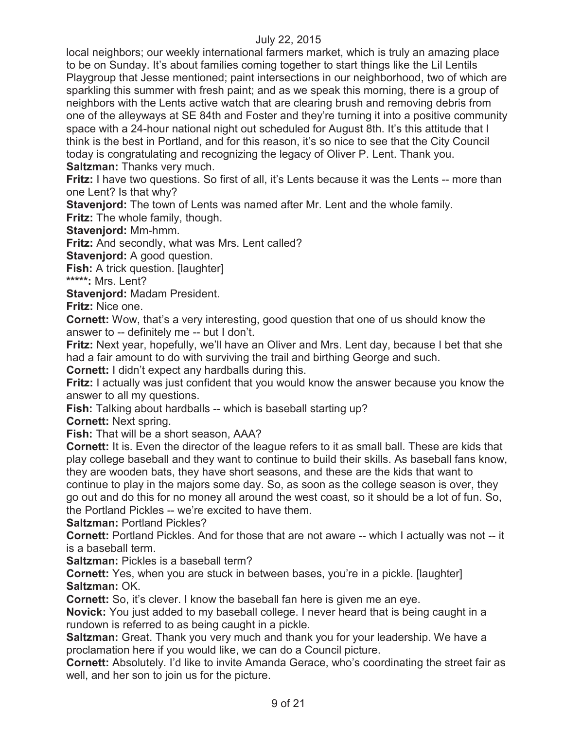local neighbors; our weekly international farmers market, which is truly an amazing place to be on Sunday. It's about families coming together to start things like the Lil Lentils Playgroup that Jesse mentioned; paint intersections in our neighborhood, two of which are sparkling this summer with fresh paint; and as we speak this morning, there is a group of neighbors with the Lents active watch that are clearing brush and removing debris from one of the alleyways at SE 84th and Foster and they're turning it into a positive community space with a 24-hour national night out scheduled for August 8th. It's this attitude that I think is the best in Portland, and for this reason, it's so nice to see that the City Council today is congratulating and recognizing the legacy of Oliver P. Lent. Thank you.

**Saltzman:** Thanks very much.

**Fritz:** I have two questions. So first of all, it's Lents because it was the Lents -- more than one Lent? Is that why?

**Stavenjord:** The town of Lents was named after Mr. Lent and the whole family.

**Fritz:** The whole family, though.

**Stavenjord:** Mm-hmm.

**Fritz:** And secondly, what was Mrs. Lent called?

**Stavenjord:** A good question.

**Fish:** A trick question. [laughter]

**\*\*\*\*\*:** Mrs. Lent?

**Stavenjord:** Madam President.

**Fritz:** Nice one.

**Cornett:** Wow, that's a very interesting, good question that one of us should know the answer to -- definitely me -- but I don't.

**Fritz:** Next year, hopefully, we'll have an Oliver and Mrs. Lent day, because I bet that she had a fair amount to do with surviving the trail and birthing George and such.

**Cornett:** I didn't expect any hardballs during this.

**Fritz:** I actually was just confident that you would know the answer because you know the answer to all my questions.

**Fish:** Talking about hardballs -- which is baseball starting up?

**Cornett:** Next spring.

**Fish:** That will be a short season, AAA?

**Cornett:** It is. Even the director of the league refers to it as small ball. These are kids that play college baseball and they want to continue to build their skills. As baseball fans know, they are wooden bats, they have short seasons, and these are the kids that want to continue to play in the majors some day. So, as soon as the college season is over, they go out and do this for no money all around the west coast, so it should be a lot of fun. So, the Portland Pickles -- we're excited to have them.

**Saltzman:** Portland Pickles?

**Cornett:** Portland Pickles. And for those that are not aware -- which I actually was not -- it is a baseball term.

**Saltzman:** Pickles is a baseball term?

**Cornett:** Yes, when you are stuck in between bases, you're in a pickle. [laughter]

**Saltzman:** OK.

**Cornett:** So, it's clever. I know the baseball fan here is given me an eye.

**Novick:** You just added to my baseball college. I never heard that is being caught in a rundown is referred to as being caught in a pickle.

**Saltzman:** Great. Thank you very much and thank you for your leadership. We have a proclamation here if you would like, we can do a Council picture.

**Cornett:** Absolutely. I'd like to invite Amanda Gerace, who's coordinating the street fair as well, and her son to join us for the picture.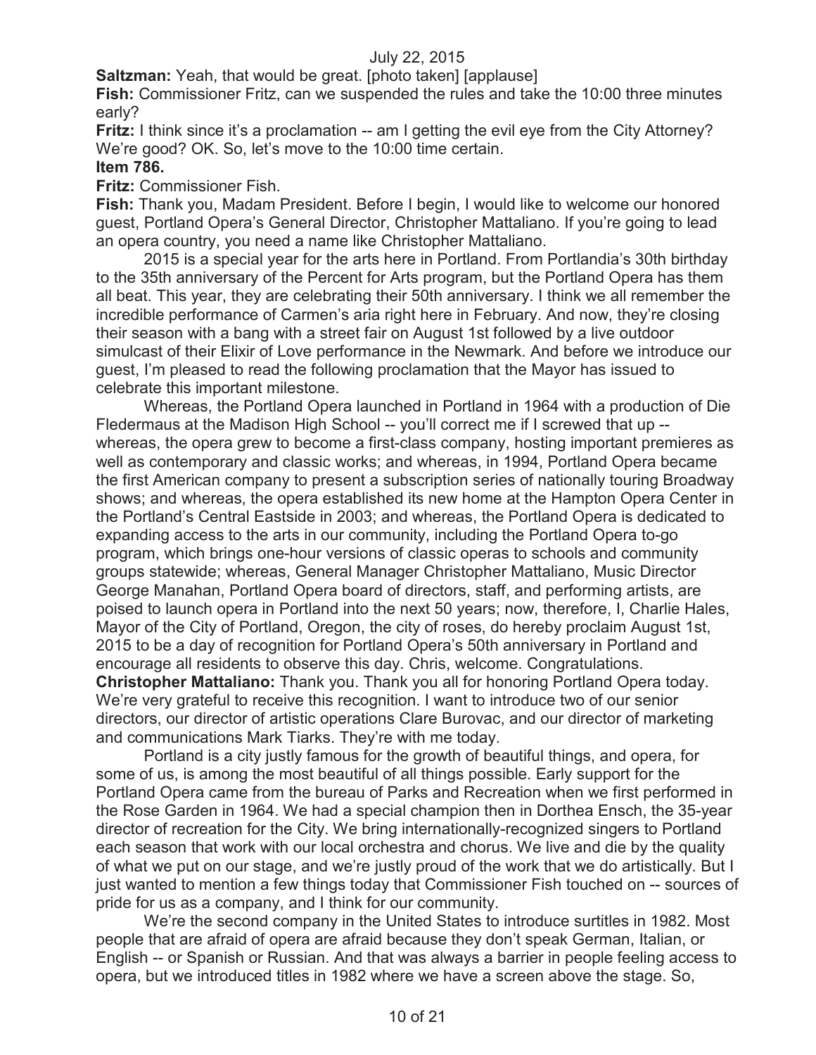**Saltzman:** Yeah, that would be great. [photo taken] [applause]

**Fish:** Commissioner Fritz, can we suspended the rules and take the 10:00 three minutes early?

**Fritz:** I think since it's a proclamation -- am I getting the evil eye from the City Attorney? We're good? OK. So, let's move to the 10:00 time certain.

**Item 786.**

**Fritz:** Commissioner Fish.

**Fish:** Thank you, Madam President. Before I begin, I would like to welcome our honored guest, Portland Opera's General Director, Christopher Mattaliano. If you're going to lead an opera country, you need a name like Christopher Mattaliano.

2015 is a special year for the arts here in Portland. From Portlandia's 30th birthday to the 35th anniversary of the Percent for Arts program, but the Portland Opera has them all beat. This year, they are celebrating their 50th anniversary. I think we all remember the incredible performance of Carmen's aria right here in February. And now, they're closing their season with a bang with a street fair on August 1st followed by a live outdoor simulcast of their Elixir of Love performance in the Newmark. And before we introduce our guest, I'm pleased to read the following proclamation that the Mayor has issued to celebrate this important milestone.

Whereas, the Portland Opera launched in Portland in 1964 with a production of Die Fledermaus at the Madison High School -- you'll correct me if I screwed that up -- whereas, the opera grew to become a first-class company, hosting important premieres as well as contemporary and classic works; and whereas, in 1994, Portland Opera became the first American company to present a subscription series of nationally touring Broadway shows; and whereas, the opera established its new home at the Hampton Opera Center in the Portland's Central Eastside in 2003; and whereas, the Portland Opera is dedicated to expanding access to the arts in our community, including the Portland Opera to-go program, which brings one-hour versions of classic operas to schools and community groups statewide; whereas, General Manager Christopher Mattaliano, Music Director George Manahan, Portland Opera board of directors, staff, and performing artists, are poised to launch opera in Portland into the next 50 years; now, therefore, I, Charlie Hales, Mayor of the City of Portland, Oregon, the city of roses, do hereby proclaim August 1st, 2015 to be a day of recognition for Portland Opera's 50th anniversary in Portland and encourage all residents to observe this day. Chris, welcome. Congratulations.

**Christopher Mattaliano:** Thank you. Thank you all for honoring Portland Opera today. We're very grateful to receive this recognition. I want to introduce two of our senior directors, our director of artistic operations Clare Burovac, and our director of marketing and communications Mark Tiarks. They're with me today.

Portland is a city justly famous for the growth of beautiful things, and opera, for some of us, is among the most beautiful of all things possible. Early support for the Portland Opera came from the bureau of Parks and Recreation when we first performed in the Rose Garden in 1964. We had a special champion then in Dorthea Ensch, the 35-year director of recreation for the City. We bring internationally-recognized singers to Portland each season that work with our local orchestra and chorus. We live and die by the quality of what we put on our stage, and we're justly proud of the work that we do artistically. But I just wanted to mention a few things today that Commissioner Fish touched on -- sources of pride for us as a company, and I think for our community.

We're the second company in the United States to introduce surtitles in 1982. Most people that are afraid of opera are afraid because they don't speak German, Italian, or English -- or Spanish or Russian. And that was always a barrier in people feeling access to opera, but we introduced titles in 1982 where we have a screen above the stage. So,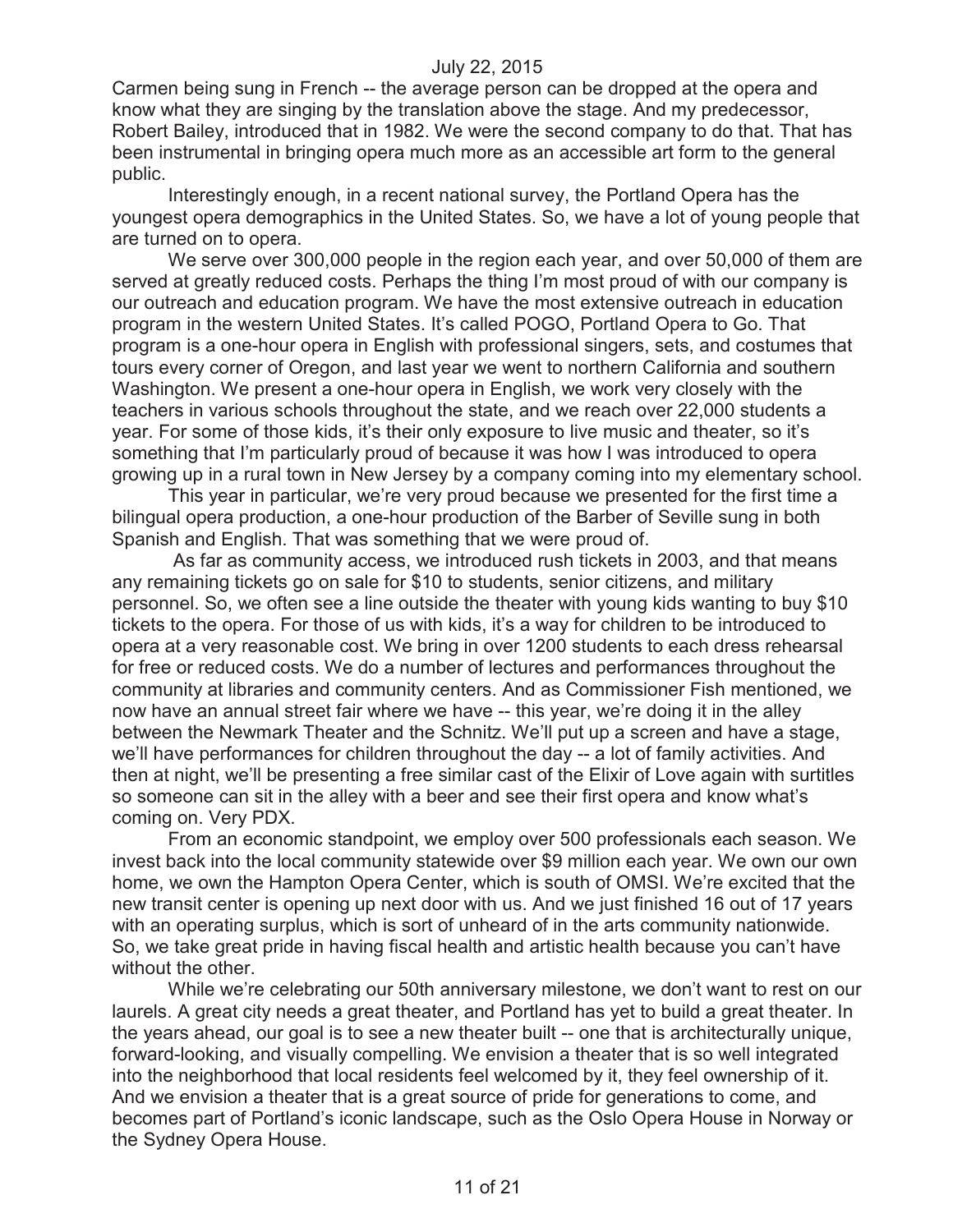Carmen being sung in French -- the average person can be dropped at the opera and know what they are singing by the translation above the stage. And my predecessor, Robert Bailey, introduced that in 1982. We were the second company to do that. That has been instrumental in bringing opera much more as an accessible art form to the general public.

Interestingly enough, in a recent national survey, the Portland Opera has the youngest opera demographics in the United States. So, we have a lot of young people that are turned on to opera.

We serve over 300,000 people in the region each year, and over 50,000 of them are served at greatly reduced costs. Perhaps the thing I'm most proud of with our company is our outreach and education program. We have the most extensive outreach in education program in the western United States. It's called POGO, Portland Opera to Go. That program is a one-hour opera in English with professional singers, sets, and costumes that tours every corner of Oregon, and last year we went to northern California and southern Washington. We present a one-hour opera in English, we work very closely with the teachers in various schools throughout the state, and we reach over 22,000 students a year. For some of those kids, it's their only exposure to live music and theater, so it's something that I'm particularly proud of because it was how I was introduced to opera growing up in a rural town in New Jersey by a company coming into my elementary school.

This year in particular, we're very proud because we presented for the first time a bilingual opera production, a one-hour production of the Barber of Seville sung in both Spanish and English. That was something that we were proud of.

As far as community access, we introduced rush tickets in 2003, and that means any remaining tickets go on sale for $10 to students, senior citizens, and military personnel. So, we often see a line outside the theater with young kids wanting to buy $10 tickets to the opera. For those of us with kids, it's a way for children to be introduced to opera at a very reasonable cost. We bring in over 1200 students to each dress rehearsal for free or reduced costs. We do a number of lectures and performances throughout the community at libraries and community centers. And as Commissioner Fish mentioned, we now have an annual street fair where we have -- this year, we're doing it in the alley between the Newmark Theater and the Schnitz. We'll put up a screen and have a stage, we'll have performances for children throughout the day -- a lot of family activities. And then at night, we'll be presenting a free similar cast of the Elixir of Love again with surtitles so someone can sit in the alley with a beer and see their first opera and know what's coming on. Very PDX.

From an economic standpoint, we employ over 500 professionals each season. We invest back into the local community statewide over $9 million each year. We own our own home, we own the Hampton Opera Center, which is south of OMSI. We're excited that the new transit center is opening up next door with us. And we just finished 16 out of 17 years with an operating surplus, which is sort of unheard of in the arts community nationwide. So, we take great pride in having fiscal health and artistic health because you can't have without the other.

While we're celebrating our 50th anniversary milestone, we don't want to rest on our laurels. A great city needs a great theater, and Portland has yet to build a great theater. In the years ahead, our goal is to see a new theater built -- one that is architecturally unique, forward-looking, and visually compelling. We envision a theater that is so well integrated into the neighborhood that local residents feel welcomed by it, they feel ownership of it. And we envision a theater that is a great source of pride for generations to come, and becomes part of Portland's iconic landscape, such as the Oslo Opera House in Norway or the Sydney Opera House.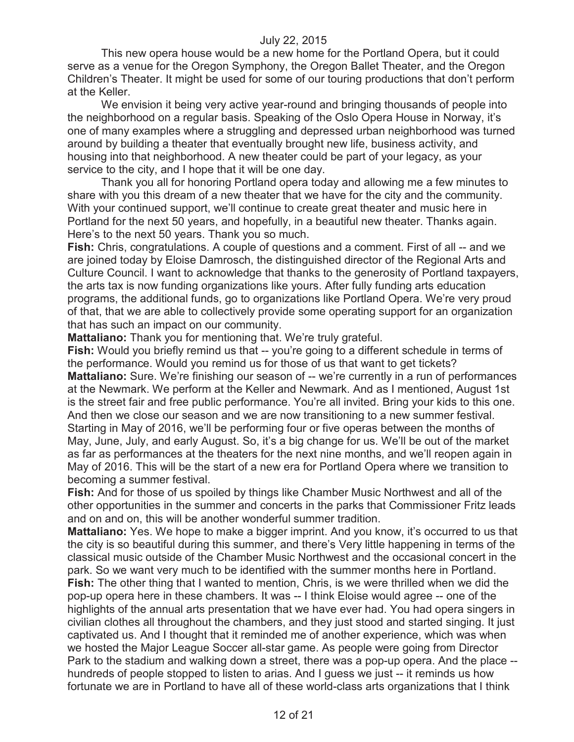This new opera house would be a new home for the Portland Opera, but it could serve as a venue for the Oregon Symphony, the Oregon Ballet Theater, and the Oregon Children's Theater. It might be used for some of our touring productions that don't perform at the Keller.

We envision it being very active year-round and bringing thousands of people into the neighborhood on a regular basis. Speaking of the Oslo Opera House in Norway, it's one of many examples where a struggling and depressed urban neighborhood was turned around by building a theater that eventually brought new life, business activity, and housing into that neighborhood. A new theater could be part of your legacy, as your service to the city, and I hope that it will be one day.

Thank you all for honoring Portland opera today and allowing me a few minutes to share with you this dream of a new theater that we have for the city and the community. With your continued support, we'll continue to create great theater and music here in Portland for the next 50 years, and hopefully, in a beautiful new theater. Thanks again. Here's to the next 50 years. Thank you so much.

**Fish:** Chris, congratulations. A couple of questions and a comment. First of all -- and we are joined today by Eloise Damrosch, the distinguished director of the Regional Arts and Culture Council. I want to acknowledge that thanks to the generosity of Portland taxpayers, the arts tax is now funding organizations like yours. After fully funding arts education programs, the additional funds, go to organizations like Portland Opera. We're very proud of that, that we are able to collectively provide some operating support for an organization that has such an impact on our community.

**Mattaliano:** Thank you for mentioning that. We're truly grateful.

**Fish:** Would you briefly remind us that -- you're going to a different schedule in terms of the performance. Would you remind us for those of us that want to get tickets?

**Mattaliano:** Sure. We're finishing our season of -- we're currently in a run of performances at the Newmark. We perform at the Keller and Newmark. And as I mentioned, August 1st is the street fair and free public performance. You're all invited. Bring your kids to this one. And then we close our season and we are now transitioning to a new summer festival. Starting in May of 2016, we'll be performing four or five operas between the months of May, June, July, and early August. So, it's a big change for us. We'll be out of the market as far as performances at the theaters for the next nine months, and we'll reopen again in May of 2016. This will be the start of a new era for Portland Opera where we transition to becoming a summer festival.

**Fish:** And for those of us spoiled by things like Chamber Music Northwest and all of the other opportunities in the summer and concerts in the parks that Commissioner Fritz leads and on and on, this will be another wonderful summer tradition.

**Mattaliano:** Yes. We hope to make a bigger imprint. And you know, it's occurred to us that the city is so beautiful during this summer, and there's Very little happening in terms of the classical music outside of the Chamber Music Northwest and the occasional concert in the park. So we want very much to be identified with the summer months here in Portland.

**Fish:** The other thing that I wanted to mention, Chris, is we were thrilled when we did the pop-up opera here in these chambers. It was -- I think Eloise would agree -- one of the highlights of the annual arts presentation that we have ever had. You had opera singers in civilian clothes all throughout the chambers, and they just stood and started singing. It just captivated us. And I thought that it reminded me of another experience, which was when we hosted the Major League Soccer all-star game. As people were going from Director Park to the stadium and walking down a street, there was a pop-up opera. And the place -- hundreds of people stopped to listen to arias. And I guess we just -- it reminds us how fortunate we are in Portland to have all of these world-class arts organizations that I think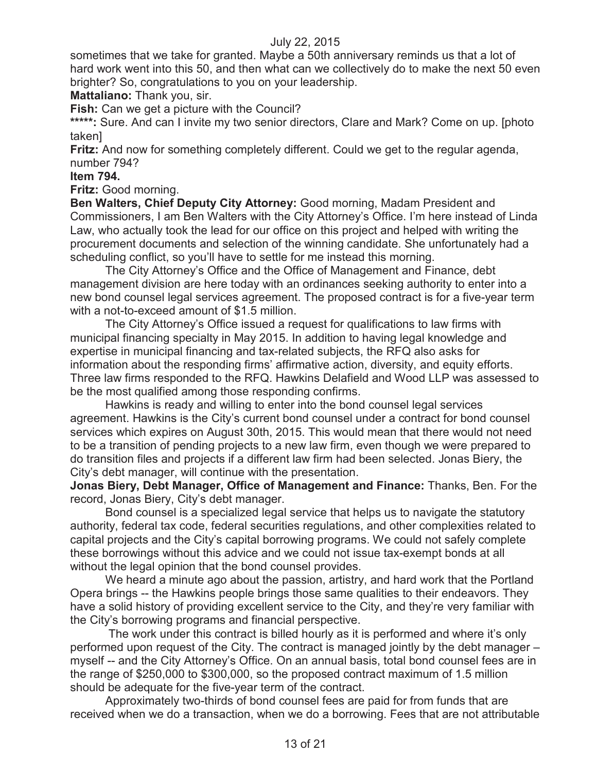sometimes that we take for granted. Maybe a 50th anniversary reminds us that a lot of hard work went into this 50, and then what can we collectively do to make the next 50 even brighter? So, congratulations to you on your leadership.

**Mattaliano:** Thank you, sir.

**Fish:** Can we get a picture with the Council?

**\*\*\*\*\*:** Sure. And can I invite my two senior directors, Clare and Mark? Come on up. [photo taken]

**Fritz:** And now for something completely different. Could we get to the regular agenda, number 794?

**Item 794.**

**Fritz:** Good morning.

**Ben Walters, Chief Deputy City Attorney:** Good morning, Madam President and Commissioners, I am Ben Walters with the City Attorney's Office. I'm here instead of Linda Law, who actually took the lead for our office on this project and helped with writing the procurement documents and selection of the winning candidate. She unfortunately had a scheduling conflict, so you'll have to settle for me instead this morning.

The City Attorney's Office and the Office of Management and Finance, debt management division are here today with an ordinances seeking authority to enter into a new bond counsel legal services agreement. The proposed contract is for a five-year term with a not-to-exceed amount of $1.5 million.

The City Attorney's Office issued a request for qualifications to law firms with municipal financing specialty in May 2015. In addition to having legal knowledge and expertise in municipal financing and tax-related subjects, the RFQ also asks for information about the responding firms' affirmative action, diversity, and equity efforts. Three law firms responded to the RFQ. Hawkins Delafield and Wood LLP was assessed to be the most qualified among those responding confirms.

Hawkins is ready and willing to enter into the bond counsel legal services agreement. Hawkins is the City's current bond counsel under a contract for bond counsel services which expires on August 30th, 2015. This would mean that there would not need to be a transition of pending projects to a new law firm, even though we were prepared to do transition files and projects if a different law firm had been selected. Jonas Biery, the City's debt manager, will continue with the presentation.

**Jonas Biery, Debt Manager, Office of Management and Finance:** Thanks, Ben. For the record, Jonas Biery, City's debt manager.

Bond counsel is a specialized legal service that helps us to navigate the statutory authority, federal tax code, federal securities regulations, and other complexities related to capital projects and the City's capital borrowing programs. We could not safely complete these borrowings without this advice and we could not issue tax-exempt bonds at all without the legal opinion that the bond counsel provides.

We heard a minute ago about the passion, artistry, and hard work that the Portland Opera brings -- the Hawkins people brings those same qualities to their endeavors. They have a solid history of providing excellent service to the City, and they're very familiar with the City's borrowing programs and financial perspective.

The work under this contract is billed hourly as it is performed and where it's only performed upon request of the City. The contract is managed jointly by the debt manager – myself -- and the City Attorney's Office. On an annual basis, total bond counsel fees are in the range of $250,000 to $300,000, so the proposed contract maximum of 1.5 million should be adequate for the five-year term of the contract.

Approximately two-thirds of bond counsel fees are paid for from funds that are received when we do a transaction, when we do a borrowing. Fees that are not attributable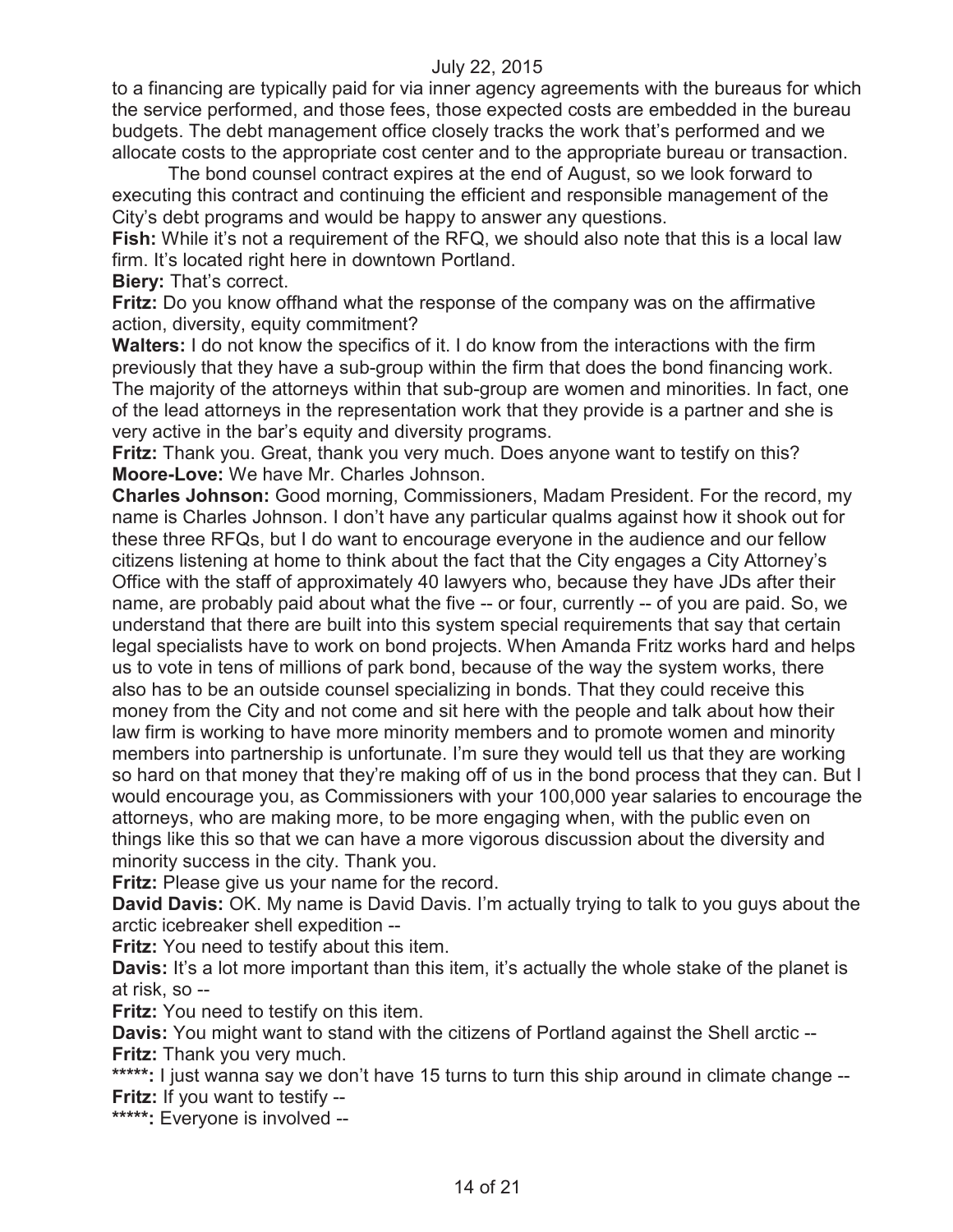to a financing are typically paid for via inner agency agreements with the bureaus for which the service performed, and those fees, those expected costs are embedded in the bureau budgets. The debt management office closely tracks the work that's performed and we allocate costs to the appropriate cost center and to the appropriate bureau or transaction.

The bond counsel contract expires at the end of August, so we look forward to executing this contract and continuing the efficient and responsible management of the City's debt programs and would be happy to answer any questions.

**Fish:** While it's not a requirement of the RFQ, we should also note that this is a local law firm. It's located right here in downtown Portland.

**Biery:** That's correct.

**Fritz:** Do you know offhand what the response of the company was on the affirmative action, diversity, equity commitment?

**Walters:** I do not know the specifics of it. I do know from the interactions with the firm previously that they have a sub-group within the firm that does the bond financing work. The majority of the attorneys within that sub-group are women and minorities. In fact, one of the lead attorneys in the representation work that they provide is a partner and she is very active in the bar's equity and diversity programs.

**Fritz:** Thank you. Great, thank you very much. Does anyone want to testify on this?

**Moore-Love:** We have Mr. Charles Johnson.

**Charles Johnson:** Good morning, Commissioners, Madam President. For the record, my name is Charles Johnson. I don't have any particular qualms against how it shook out for these three RFQs, but I do want to encourage everyone in the audience and our fellow citizens listening at home to think about the fact that the City engages a City Attorney's Office with the staff of approximately 40 lawyers who, because they have JDs after their name, are probably paid about what the five -- or four, currently -- of you are paid. So, we understand that there are built into this system special requirements that say that certain legal specialists have to work on bond projects. When Amanda Fritz works hard and helps us to vote in tens of millions of park bond, because of the way the system works, there also has to be an outside counsel specializing in bonds. That they could receive this money from the City and not come and sit here with the people and talk about how their law firm is working to have more minority members and to promote women and minority members into partnership is unfortunate. I'm sure they would tell us that they are working so hard on that money that they're making off of us in the bond process that they can. But I would encourage you, as Commissioners with your 100,000 year salaries to encourage the attorneys, who are making more, to be more engaging when, with the public even on things like this so that we can have a more vigorous discussion about the diversity and minority success in the city. Thank you.

**Fritz:** Please give us your name for the record.

**David Davis:** OK. My name is David Davis. I'm actually trying to talk to you guys about the arctic icebreaker shell expedition --

**Fritz:** You need to testify about this item.

**Davis:** It's a lot more important than this item, it's actually the whole stake of the planet is at risk, so --

**Fritz:** You need to testify on this item.

**Davis:** You might want to stand with the citizens of Portland against the Shell arctic --

**Fritz:** Thank you very much.

**\*\*\*\*\*:** I just wanna say we don't have 15 turns to turn this ship around in climate change --

**Fritz:** If you want to testify --

**\*\*\*\*\*:** Everyone is involved --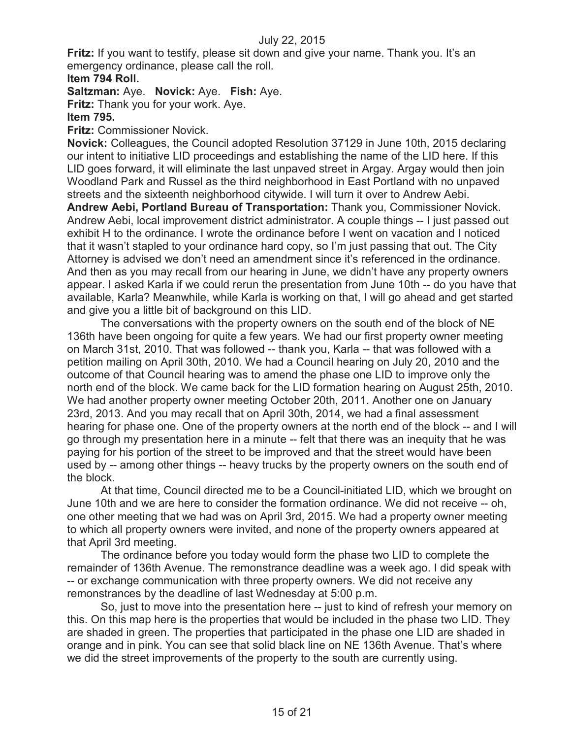**Fritz:** If you want to testify, please sit down and give your name. Thank you. It's an emergency ordinance, please call the roll.

**Item 794 Roll.**

**Saltzman:** Aye. **Novick:** Aye. **Fish:** Aye.

**Fritz:** Thank you for your work. Aye.

**Item 795.**

**Fritz:** Commissioner Novick.

**Novick:** Colleagues, the Council adopted Resolution 37129 in June 10th, 2015 declaring our intent to initiative LID proceedings and establishing the name of the LID here. If this LID goes forward, it will eliminate the last unpaved street in Argay. Argay would then join Woodland Park and Russel as the third neighborhood in East Portland with no unpaved streets and the sixteenth neighborhood citywide. I will turn it over to Andrew Aebi.

**Andrew Aebi, Portland Bureau of Transportation:** Thank you, Commissioner Novick. Andrew Aebi, local improvement district administrator. A couple things -- I just passed out exhibit H to the ordinance. I wrote the ordinance before I went on vacation and I noticed that it wasn't stapled to your ordinance hard copy, so I'm just passing that out. The City Attorney is advised we don't need an amendment since it's referenced in the ordinance. And then as you may recall from our hearing in June, we didn't have any property owners appear. I asked Karla if we could rerun the presentation from June 10th -- do you have that available, Karla? Meanwhile, while Karla is working on that, I will go ahead and get started and give you a little bit of background on this LID.

The conversations with the property owners on the south end of the block of NE 136th have been ongoing for quite a few years. We had our first property owner meeting on March 31st, 2010. That was followed -- thank you, Karla -- that was followed with a petition mailing on April 30th, 2010. We had a Council hearing on July 20, 2010 and the outcome of that Council hearing was to amend the phase one LID to improve only the north end of the block. We came back for the LID formation hearing on August 25th, 2010. We had another property owner meeting October 20th, 2011. Another one on January 23rd, 2013. And you may recall that on April 30th, 2014, we had a final assessment hearing for phase one. One of the property owners at the north end of the block -- and I will go through my presentation here in a minute -- felt that there was an inequity that he was paying for his portion of the street to be improved and that the street would have been used by -- among other things -- heavy trucks by the property owners on the south end of the block.

At that time, Council directed me to be a Council-initiated LID, which we brought on June 10th and we are here to consider the formation ordinance. We did not receive -- oh, one other meeting that we had was on April 3rd, 2015. We had a property owner meeting to which all property owners were invited, and none of the property owners appeared at that April 3rd meeting.

The ordinance before you today would form the phase two LID to complete the remainder of 136th Avenue. The remonstrance deadline was a week ago. I did speak with -- or exchange communication with three property owners. We did not receive any remonstrances by the deadline of last Wednesday at 5:00 p.m.

So, just to move into the presentation here -- just to kind of refresh your memory on this. On this map here is the properties that would be included in the phase two LID. They are shaded in green. The properties that participated in the phase one LID are shaded in orange and in pink. You can see that solid black line on NE 136th Avenue. That's where we did the street improvements of the property to the south are currently using.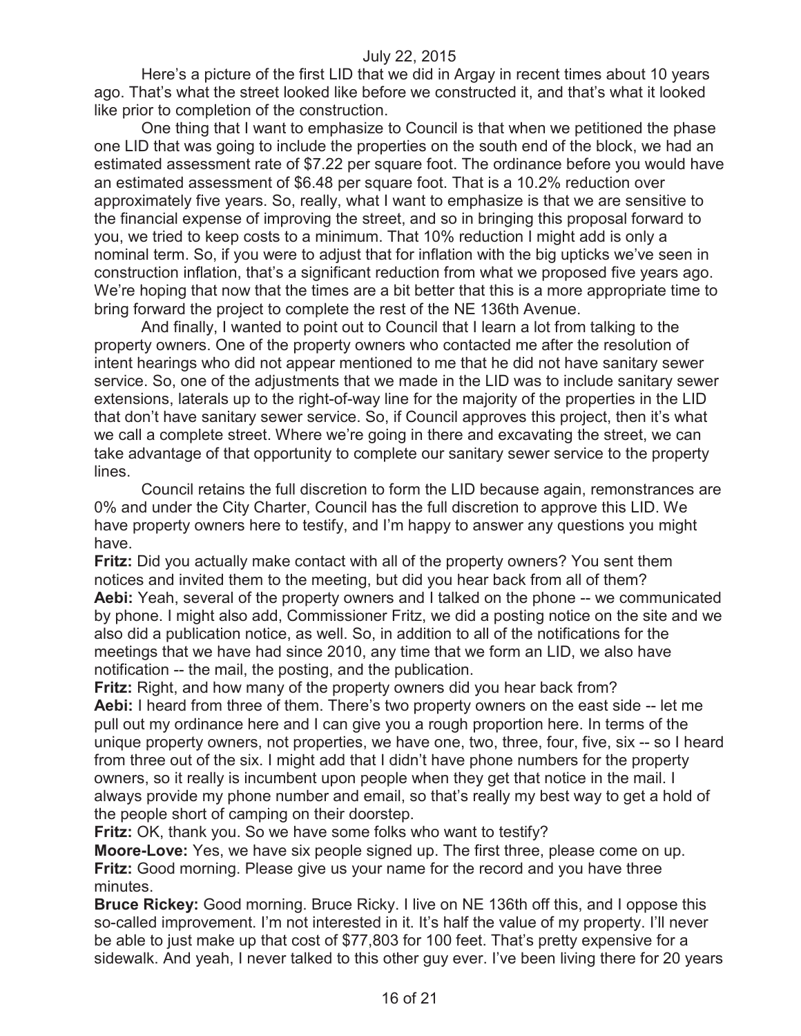Here's a picture of the first LID that we did in Argay in recent times about 10 years ago. That's what the street looked like before we constructed it, and that's what it looked like prior to completion of the construction.

One thing that I want to emphasize to Council is that when we petitioned the phase one LID that was going to include the properties on the south end of the block, we had an estimated assessment rate of $7.22 per square foot. The ordinance before you would have an estimated assessment of $6.48 per square foot. That is a 10.2% reduction over approximately five years. So, really, what I want to emphasize is that we are sensitive to the financial expense of improving the street, and so in bringing this proposal forward to you, we tried to keep costs to a minimum. That 10% reduction I might add is only a nominal term. So, if you were to adjust that for inflation with the big upticks we've seen in construction inflation, that's a significant reduction from what we proposed five years ago. We're hoping that now that the times are a bit better that this is a more appropriate time to bring forward the project to complete the rest of the NE 136th Avenue.

And finally, I wanted to point out to Council that I learn a lot from talking to the property owners. One of the property owners who contacted me after the resolution of intent hearings who did not appear mentioned to me that he did not have sanitary sewer service. So, one of the adjustments that we made in the LID was to include sanitary sewer extensions, laterals up to the right-of-way line for the majority of the properties in the LID that don't have sanitary sewer service. So, if Council approves this project, then it's what we call a complete street. Where we're going in there and excavating the street, we can take advantage of that opportunity to complete our sanitary sewer service to the property lines.

Council retains the full discretion to form the LID because again, remonstrances are 0% and under the City Charter, Council has the full discretion to approve this LID. We have property owners here to testify, and I'm happy to answer any questions you might have.

**Fritz:** Did you actually make contact with all of the property owners? You sent them notices and invited them to the meeting, but did you hear back from all of them?

**Aebi:** Yeah, several of the property owners and I talked on the phone -- we communicated by phone. I might also add, Commissioner Fritz, we did a posting notice on the site and we also did a publication notice, as well. So, in addition to all of the notifications for the meetings that we have had since 2010, any time that we form an LID, we also have notification -- the mail, the posting, and the publication.

**Fritz:** Right, and how many of the property owners did you hear back from?

**Aebi:** I heard from three of them. There's two property owners on the east side -- let me pull out my ordinance here and I can give you a rough proportion here. In terms of the unique property owners, not properties, we have one, two, three, four, five, six -- so I heard from three out of the six. I might add that I didn't have phone numbers for the property owners, so it really is incumbent upon people when they get that notice in the mail. I always provide my phone number and email, so that's really my best way to get a hold of the people short of camping on their doorstep.

**Fritz:** OK, thank you. So we have some folks who want to testify?

**Moore-Love:** Yes, we have six people signed up. The first three, please come on up.

**Fritz:** Good morning. Please give us your name for the record and you have three minutes.

**Bruce Rickey:** Good morning. Bruce Ricky. I live on NE 136th off this, and I oppose this so-called improvement. I'm not interested in it. It's half the value of my property. I'll never be able to just make up that cost of $77,803 for 100 feet. That's pretty expensive for a sidewalk. And yeah, I never talked to this other guy ever. I've been living there for 20 years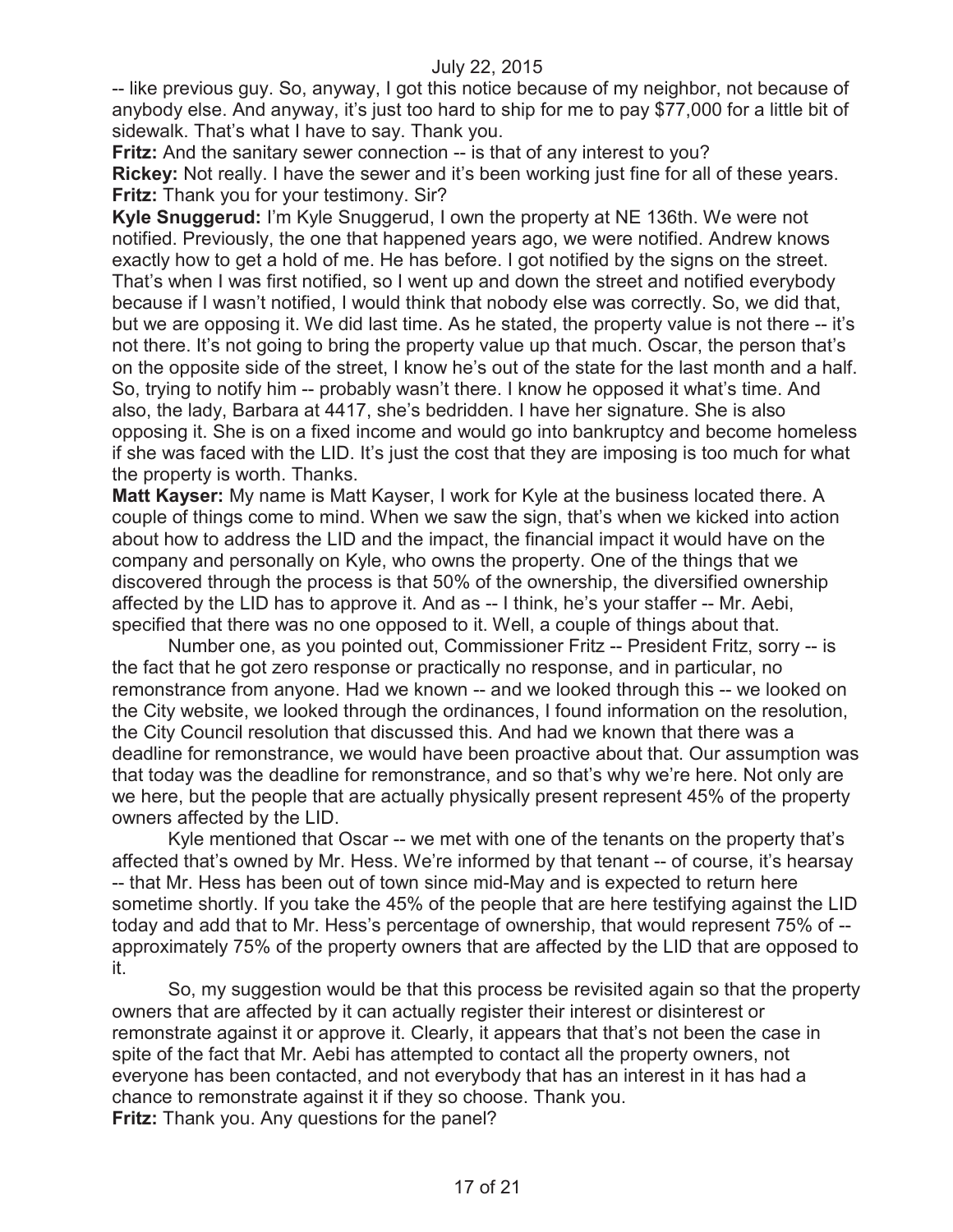-- like previous guy. So, anyway, I got this notice because of my neighbor, not because of anybody else. And anyway, it's just too hard to ship for me to pay $77,000 for a little bit of sidewalk. That's what I have to say. Thank you.

**Fritz:** And the sanitary sewer connection -- is that of any interest to you?

**Rickey:** Not really. I have the sewer and it's been working just fine for all of these years.

**Fritz:** Thank you for your testimony. Sir?

**Kyle Snuggerud:** I'm Kyle Snuggerud, I own the property at NE 136th. We were not notified. Previously, the one that happened years ago, we were notified. Andrew knows exactly how to get a hold of me. He has before. I got notified by the signs on the street. That's when I was first notified, so I went up and down the street and notified everybody because if I wasn't notified, I would think that nobody else was correctly. So, we did that, but we are opposing it. We did last time. As he stated, the property value is not there -- it's not there. It's not going to bring the property value up that much. Oscar, the person that's on the opposite side of the street, I know he's out of the state for the last month and a half. So, trying to notify him -- probably wasn't there. I know he opposed it what's time. And also, the lady, Barbara at 4417, she's bedridden. I have her signature. She is also opposing it. She is on a fixed income and would go into bankruptcy and become homeless if she was faced with the LID. It's just the cost that they are imposing is too much for what the property is worth. Thanks.

**Matt Kayser:** My name is Matt Kayser, I work for Kyle at the business located there. A couple of things come to mind. When we saw the sign, that's when we kicked into action about how to address the LID and the impact, the financial impact it would have on the company and personally on Kyle, who owns the property. One of the things that we discovered through the process is that 50% of the ownership, the diversified ownership affected by the LID has to approve it. And as -- I think, he's your staffer -- Mr. Aebi, specified that there was no one opposed to it. Well, a couple of things about that.

Number one, as you pointed out, Commissioner Fritz -- President Fritz, sorry -- is the fact that he got zero response or practically no response, and in particular, no remonstrance from anyone. Had we known -- and we looked through this -- we looked on the City website, we looked through the ordinances, I found information on the resolution, the City Council resolution that discussed this. And had we known that there was a deadline for remonstrance, we would have been proactive about that. Our assumption was that today was the deadline for remonstrance, and so that's why we're here. Not only are we here, but the people that are actually physically present represent 45% of the property owners affected by the LID.

Kyle mentioned that Oscar -- we met with one of the tenants on the property that's affected that's owned by Mr. Hess. We're informed by that tenant -- of course, it's hearsay -- that Mr. Hess has been out of town since mid-May and is expected to return here sometime shortly. If you take the 45% of the people that are here testifying against the LID today and add that to Mr. Hess's percentage of ownership, that would represent 75% of -- approximately 75% of the property owners that are affected by the LID that are opposed to it.

So, my suggestion would be that this process be revisited again so that the property owners that are affected by it can actually register their interest or disinterest or remonstrate against it or approve it. Clearly, it appears that that's not been the case in spite of the fact that Mr. Aebi has attempted to contact all the property owners, not everyone has been contacted, and not everybody that has an interest in it has had a chance to remonstrate against it if they so choose. Thank you.

**Fritz:** Thank you. Any questions for the panel?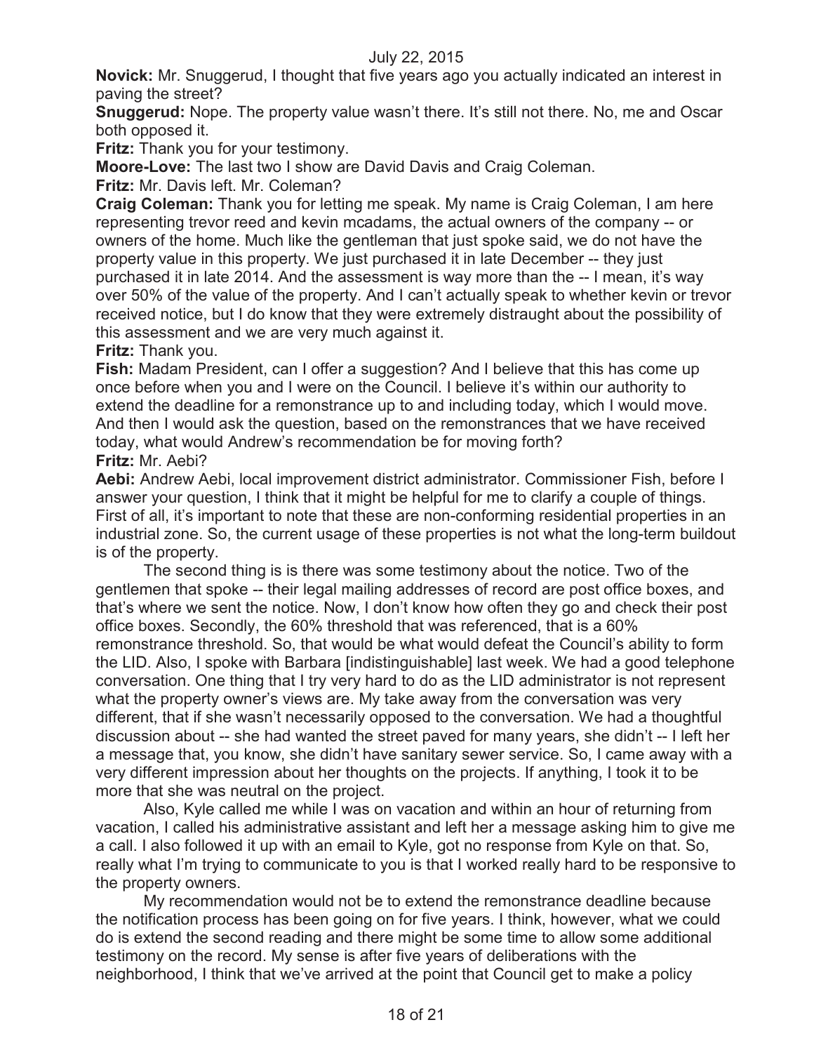**Novick:** Mr. Snuggerud, I thought that five years ago you actually indicated an interest in paving the street?

**Snuggerud:** Nope. The property value wasn't there. It's still not there. No, me and Oscar both opposed it.

**Fritz:** Thank you for your testimony.

**Moore-Love:** The last two I show are David Davis and Craig Coleman.

**Fritz:** Mr. Davis left. Mr. Coleman?

**Craig Coleman:** Thank you for letting me speak. My name is Craig Coleman, I am here representing trevor reed and kevin mcadams, the actual owners of the company -- or owners of the home. Much like the gentleman that just spoke said, we do not have the property value in this property. We just purchased it in late December -- they just purchased it in late 2014. And the assessment is way more than the -- I mean, it's way over 50% of the value of the property. And I can't actually speak to whether kevin or trevor received notice, but I do know that they were extremely distraught about the possibility of this assessment and we are very much against it.

**Fritz:** Thank you.

**Fish:** Madam President, can I offer a suggestion? And I believe that this has come up once before when you and I were on the Council. I believe it's within our authority to extend the deadline for a remonstrance up to and including today, which I would move. And then I would ask the question, based on the remonstrances that we have received today, what would Andrew's recommendation be for moving forth?

**Fritz:** Mr. Aebi?

**Aebi:** Andrew Aebi, local improvement district administrator. Commissioner Fish, before I answer your question, I think that it might be helpful for me to clarify a couple of things. First of all, it's important to note that these are non-conforming residential properties in an industrial zone. So, the current usage of these properties is not what the long-term buildout is of the property.

The second thing is is there was some testimony about the notice. Two of the gentlemen that spoke -- their legal mailing addresses of record are post office boxes, and that's where we sent the notice. Now, I don't know how often they go and check their post office boxes. Secondly, the 60% threshold that was referenced, that is a 60% remonstrance threshold. So, that would be what would defeat the Council's ability to form the LID. Also, I spoke with Barbara [indistinguishable] last week. We had a good telephone conversation. One thing that I try very hard to do as the LID administrator is not represent what the property owner's views are. My take away from the conversation was very different, that if she wasn't necessarily opposed to the conversation. We had a thoughtful discussion about -- she had wanted the street paved for many years, she didn't -- I left her a message that, you know, she didn't have sanitary sewer service. So, I came away with a very different impression about her thoughts on the projects. If anything, I took it to be more that she was neutral on the project.

Also, Kyle called me while I was on vacation and within an hour of returning from vacation, I called his administrative assistant and left her a message asking him to give me a call. I also followed it up with an email to Kyle, got no response from Kyle on that. So, really what I'm trying to communicate to you is that I worked really hard to be responsive to the property owners.

My recommendation would not be to extend the remonstrance deadline because the notification process has been going on for five years. I think, however, what we could do is extend the second reading and there might be some time to allow some additional testimony on the record. My sense is after five years of deliberations with the neighborhood, I think that we've arrived at the point that Council get to make a policy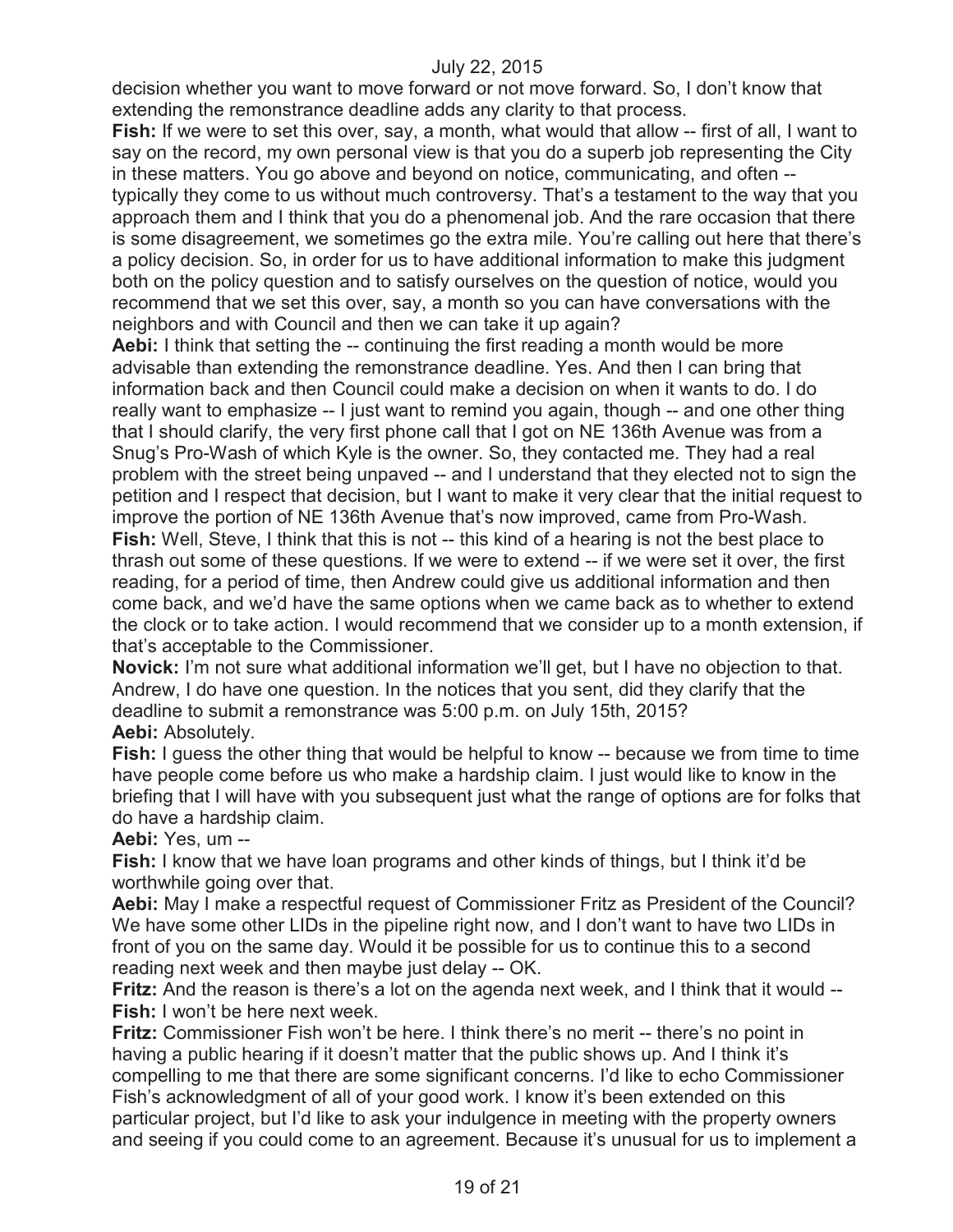decision whether you want to move forward or not move forward. So, I don't know that extending the remonstrance deadline adds any clarity to that process.

**Fish:** If we were to set this over, say, a month, what would that allow -- first of all, I want to say on the record, my own personal view is that you do a superb job representing the City in these matters. You go above and beyond on notice, communicating, and often -- typically they come to us without much controversy. That's a testament to the way that you approach them and I think that you do a phenomenal job. And the rare occasion that there is some disagreement, we sometimes go the extra mile. You're calling out here that there's a policy decision. So, in order for us to have additional information to make this judgment both on the policy question and to satisfy ourselves on the question of notice, would you recommend that we set this over, say, a month so you can have conversations with the neighbors and with Council and then we can take it up again?

**Aebi:** I think that setting the -- continuing the first reading a month would be more advisable than extending the remonstrance deadline. Yes. And then I can bring that information back and then Council could make a decision on when it wants to do. I do really want to emphasize -- I just want to remind you again, though -- and one other thing that I should clarify, the very first phone call that I got on NE 136th Avenue was from a Snug's Pro-Wash of which Kyle is the owner. So, they contacted me. They had a real problem with the street being unpaved -- and I understand that they elected not to sign the petition and I respect that decision, but I want to make it very clear that the initial request to improve the portion of NE 136th Avenue that's now improved, came from Pro-Wash.

**Fish:** Well, Steve, I think that this is not -- this kind of a hearing is not the best place to thrash out some of these questions. If we were to extend -- if we were set it over, the first reading, for a period of time, then Andrew could give us additional information and then come back, and we'd have the same options when we came back as to whether to extend the clock or to take action. I would recommend that we consider up to a month extension, if that's acceptable to the Commissioner.

**Novick:** I'm not sure what additional information we'll get, but I have no objection to that. Andrew, I do have one question. In the notices that you sent, did they clarify that the deadline to submit a remonstrance was 5:00 p.m. on July 15th, 2015?

**Aebi:** Absolutely.

**Fish:** I guess the other thing that would be helpful to know -- because we from time to time have people come before us who make a hardship claim. I just would like to know in the briefing that I will have with you subsequent just what the range of options are for folks that do have a hardship claim.

**Aebi:** Yes, um --

**Fish:** I know that we have loan programs and other kinds of things, but I think it'd be worthwhile going over that.

**Aebi:** May I make a respectful request of Commissioner Fritz as President of the Council? We have some other LIDs in the pipeline right now, and I don't want to have two LIDs in front of you on the same day. Would it be possible for us to continue this to a second reading next week and then maybe just delay -- OK.

**Fritz:** And the reason is there's a lot on the agenda next week, and I think that it would --

**Fish:** I won't be here next week.

**Fritz:** Commissioner Fish won't be here. I think there's no merit -- there's no point in having a public hearing if it doesn't matter that the public shows up. And I think it's compelling to me that there are some significant concerns. I'd like to echo Commissioner Fish's acknowledgment of all of your good work. I know it's been extended on this particular project, but I'd like to ask your indulgence in meeting with the property owners and seeing if you could come to an agreement. Because it's unusual for us to implement a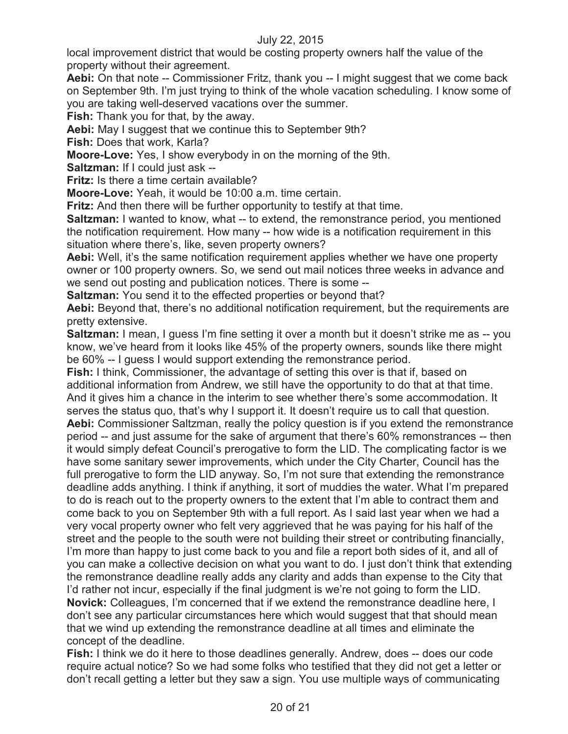local improvement district that would be costing property owners half the value of the property without their agreement.

**Aebi:** On that note -- Commissioner Fritz, thank you -- I might suggest that we come back on September 9th. I'm just trying to think of the whole vacation scheduling. I know some of you are taking well-deserved vacations over the summer.

**Fish:** Thank you for that, by the away.

**Aebi:** May I suggest that we continue this to September 9th?

**Fish:** Does that work, Karla?

**Moore-Love:** Yes, I show everybody in on the morning of the 9th.

**Saltzman:** If I could just ask --

**Fritz:** Is there a time certain available?

**Moore-Love:** Yeah, it would be 10:00 a.m. time certain.

**Fritz:** And then there will be further opportunity to testify at that time.

**Saltzman:** I wanted to know, what -- to extend, the remonstrance period, you mentioned the notification requirement. How many -- how wide is a notification requirement in this situation where there's, like, seven property owners?

**Aebi:** Well, it's the same notification requirement applies whether we have one property owner or 100 property owners. So, we send out mail notices three weeks in advance and we send out posting and publication notices. There is some --

**Saltzman:** You send it to the effected properties or beyond that?

**Aebi:** Beyond that, there's no additional notification requirement, but the requirements are pretty extensive.

**Saltzman:** I mean, I guess I'm fine setting it over a month but it doesn't strike me as -- you know, we've heard from it looks like 45% of the property owners, sounds like there might be 60% -- I guess I would support extending the remonstrance period.

**Fish:** I think, Commissioner, the advantage of setting this over is that if, based on additional information from Andrew, we still have the opportunity to do that at that time. And it gives him a chance in the interim to see whether there's some accommodation. It serves the status quo, that's why I support it. It doesn't require us to call that question.

**Aebi:** Commissioner Saltzman, really the policy question is if you extend the remonstrance period -- and just assume for the sake of argument that there's 60% remonstrances -- then it would simply defeat Council's prerogative to form the LID. The complicating factor is we have some sanitary sewer improvements, which under the City Charter, Council has the full prerogative to form the LID anyway. So, I'm not sure that extending the remonstrance deadline adds anything. I think if anything, it sort of muddies the water. What I'm prepared to do is reach out to the property owners to the extent that I'm able to contract them and come back to you on September 9th with a full report. As I said last year when we had a very vocal property owner who felt very aggrieved that he was paying for his half of the street and the people to the south were not building their street or contributing financially, I'm more than happy to just come back to you and file a report both sides of it, and all of you can make a collective decision on what you want to do. I just don't think that extending the remonstrance deadline really adds any clarity and adds than expense to the City that I'd rather not incur, especially if the final judgment is we're not going to form the LID.

**Novick:** Colleagues, I'm concerned that if we extend the remonstrance deadline here, I don't see any particular circumstances here which would suggest that that should mean that we wind up extending the remonstrance deadline at all times and eliminate the concept of the deadline.

**Fish:** I think we do it here to those deadlines generally. Andrew, does -- does our code require actual notice? So we had some folks who testified that they did not get a letter or don't recall getting a letter but they saw a sign. You use multiple ways of communicating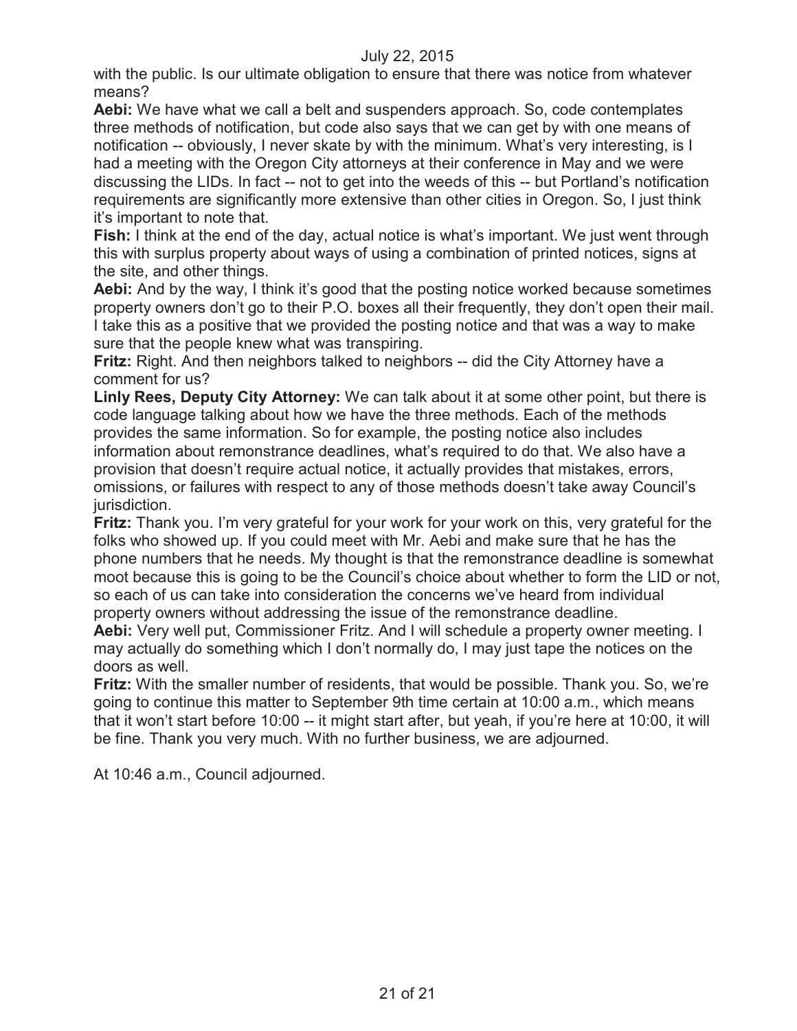with the public. Is our ultimate obligation to ensure that there was notice from whatever means?

**Aebi:** We have what we call a belt and suspenders approach. So, code contemplates three methods of notification, but code also says that we can get by with one means of notification -- obviously, I never skate by with the minimum. What's very interesting, is I had a meeting with the Oregon City attorneys at their conference in May and we were discussing the LIDs. In fact -- not to get into the weeds of this -- but Portland's notification requirements are significantly more extensive than other cities in Oregon. So, I just think it's important to note that.

**Fish:** I think at the end of the day, actual notice is what's important. We just went through this with surplus property about ways of using a combination of printed notices, signs at the site, and other things.

**Aebi:** And by the way, I think it's good that the posting notice worked because sometimes property owners don't go to their P.O. boxes all their frequently, they don't open their mail. I take this as a positive that we provided the posting notice and that was a way to make sure that the people knew what was transpiring.

**Fritz:** Right. And then neighbors talked to neighbors -- did the City Attorney have a comment for us?

**Linly Rees, Deputy City Attorney:** We can talk about it at some other point, but there is code language talking about how we have the three methods. Each of the methods provides the same information. So for example, the posting notice also includes information about remonstrance deadlines, what's required to do that. We also have a provision that doesn't require actual notice, it actually provides that mistakes, errors, omissions, or failures with respect to any of those methods doesn't take away Council's jurisdiction.

**Fritz:** Thank you. I'm very grateful for your work for your work on this, very grateful for the folks who showed up. If you could meet with Mr. Aebi and make sure that he has the phone numbers that he needs. My thought is that the remonstrance deadline is somewhat moot because this is going to be the Council's choice about whether to form the LID or not, so each of us can take into consideration the concerns we've heard from individual property owners without addressing the issue of the remonstrance deadline.

**Aebi:** Very well put, Commissioner Fritz. And I will schedule a property owner meeting. I may actually do something which I don't normally do, I may just tape the notices on the doors as well.

**Fritz:** With the smaller number of residents, that would be possible. Thank you. So, we're going to continue this matter to September 9th time certain at 10:00 a.m., which means that it won't start before 10:00 -- it might start after, but yeah, if you're here at 10:00, it will be fine. Thank you very much. With no further business, we are adjourned.

At 10:46 a.m., Council adjourned.